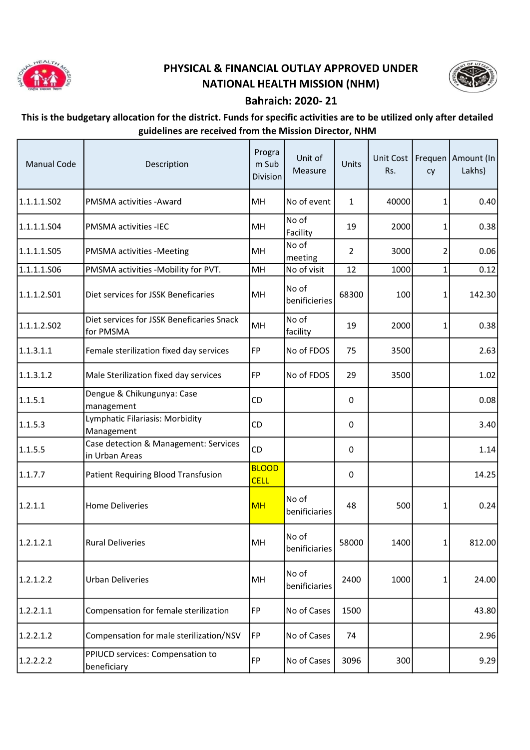# PHYSICAL & FINANCIAL OUTLAY APPROVED UNDER NATIONAL HEALTH MISSION (NHM)

## Bahraich: 2020- 21

**This is the budgetary allocation for the district. Funds for specific activities are to be utilized only after detailed guidelines are received from the Mission Director, NHM**

| Manual Code | Description | Program Sub Division | Unit of Measure | Units | Unit Cost Rs. | Frequency | Amount (In Lakhs) |
|---|---|---|---|---|---|---|---|
| 1.1.1.1.S02 | PMSMA activities -Award | MH | No of event | 1 | 40000 | 1 | 0.40 |
| 1.1.1.1.S04 | PMSMA activities -IEC | MH | No of Facility | 19 | 2000 | 1 | 0.38 |
| 1.1.1.1.S05 | PMSMA activities -Meeting | MH | No of meeting | 2 | 3000 | 2 | 0.06 |
| 1.1.1.1.S06 | PMSMA activities -Mobility for PVT. | MH | No of visit | 12 | 1000 | 1 | 0.12 |
| 1.1.1.2.S01 | Diet services for JSSK Beneficaries | MH | No of benificieries | 68300 | 100 | 1 | 142.30 |
| 1.1.1.2.S02 | Diet services for JSSK Beneficaries Snack for PMSMA | MH | No of facility | 19 | 2000 | 1 | 0.38 |
| 1.1.3.1.1 | Female sterilization fixed day services | FP | No of FDOS | 75 | 3500 | | 2.63 |
| 1.1.3.1.2 | Male Sterilization fixed day services | FP | No of FDOS | 29 | 3500 | | 1.02 |
| 1.1.5.1 | Dengue & Chikungunya: Case management | CD | | 0 | | | 0.08 |
| 1.1.5.3 | Lymphatic Filariasis: Morbidity Management | CD | | 0 | | | 3.40 |
| 1.1.5.5 | Case detection & Management: Services in Urban Areas | CD | | 0 | | | 1.14 |
| 1.1.7.7 | Patient Requiring Blood Transfusion | BLOOD CELL | | 0 | | | 14.25 |
| 1.2.1.1 | Home Deliveries | MH | No of benificiaries | 48 | 500 | 1 | 0.24 |
| 1.2.1.2.1 | Rural Deliveries | MH | No of benificiaries | 58000 | 1400 | 1 | 812.00 |
| 1.2.1.2.2 | Urban Deliveries | MH | No of benificiaries | 2400 | 1000 | 1 | 24.00 |
| 1.2.2.1.1 | Compensation for female sterilization | FP | No of Cases | 1500 | | | 43.80 |
| 1.2.2.1.2 | Compensation for male sterilization/NSV | FP | No of Cases | 74 | | | 2.96 |
| 1.2.2.2.2 | PPIUCD services: Compensation to beneficiary | FP | No of Cases | 3096 | 300 | | 9.29 |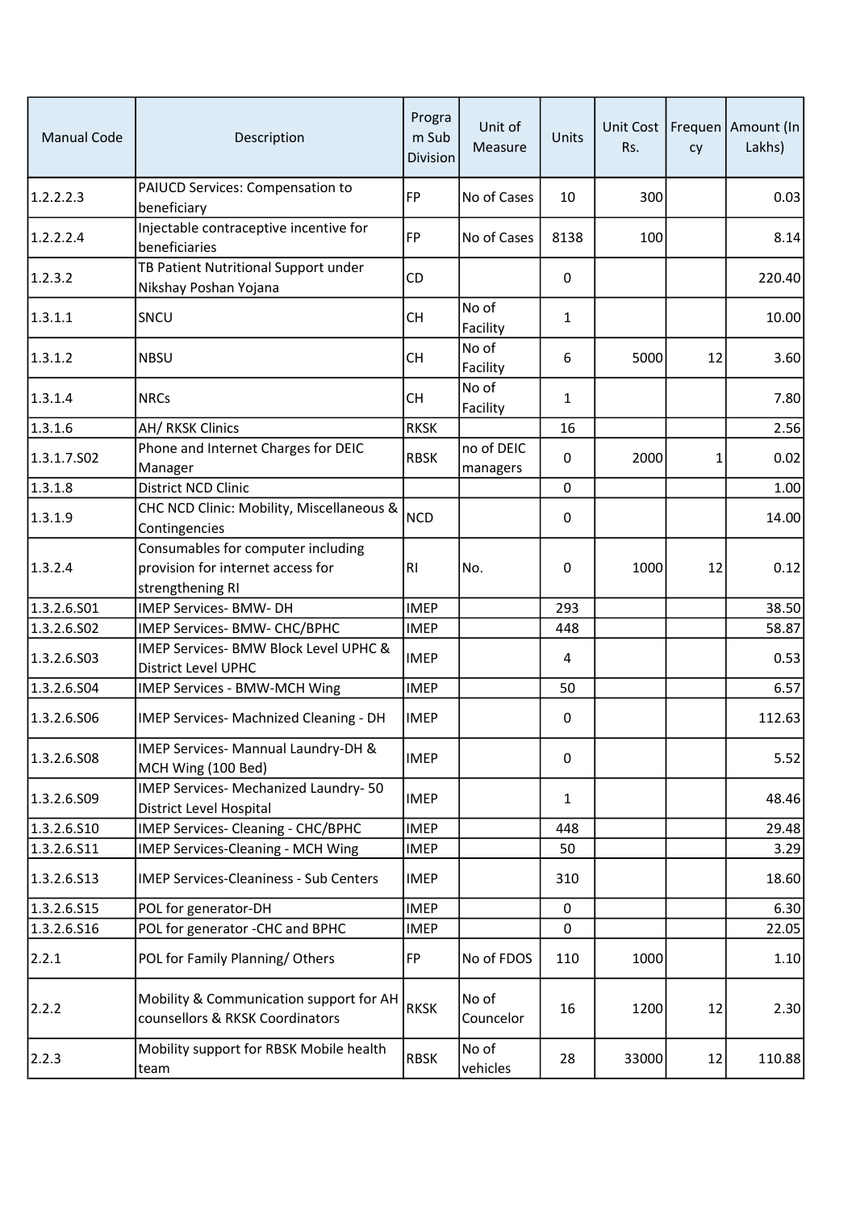| Manual Code | Description | Program Sub Division | Unit of Measure | Units | Unit Cost Rs. | Frequency | Amount (In Lakhs) |
|---|---|---|---|---|---|---|---|
| 1.2.2.2.3 | PAIUCD Services: Compensation to beneficiary | FP | No of Cases | 10 | 300 | | 0.03 |
| 1.2.2.2.4 | Injectable contraceptive incentive for beneficiaries | FP | No of Cases | 8138 | 100 | | 8.14 |
| 1.2.3.2 | TB Patient Nutritional Support under Nikshay Poshan Yojana | CD | | 0 | | | 220.40 |
| 1.3.1.1 | SNCU | CH | No of Facility | 1 | | | 10.00 |
| 1.3.1.2 | NBSU | CH | No of Facility | 6 | 5000 | 12 | 3.60 |
| 1.3.1.4 | NRCs | CH | No of Facility | 1 | | | 7.80 |
| 1.3.1.6 | AH/ RKSK Clinics | RKSK | | 16 | | | 2.56 |
| 1.3.1.7.S02 | Phone and Internet Charges for DEIC Manager | RBSK | no of DEIC managers | 0 | 2000 | 1 | 0.02 |
| 1.3.1.8 | District NCD Clinic | | | 0 | | | 1.00 |
| 1.3.1.9 | CHC NCD Clinic: Mobility, Miscellaneous & Contingencies | NCD | | 0 | | | 14.00 |
| 1.3.2.4 | Consumables for computer including provision for internet access for strengthening RI | RI | No. | 0 | 1000 | 12 | 0.12 |
| 1.3.2.6.S01 | IMEP Services- BMW- DH | IMEP | | 293 | | | 38.50 |
| 1.3.2.6.S02 | IMEP Services- BMW- CHC/BPHC | IMEP | | 448 | | | 58.87 |
| 1.3.2.6.S03 | IMEP Services- BMW Block Level UPHC & District Level UPHC | IMEP | | 4 | | | 0.53 |
| 1.3.2.6.S04 | IMEP Services - BMW-MCH Wing | IMEP | | 50 | | | 6.57 |
| 1.3.2.6.S06 | IMEP Services- Machnized Cleaning - DH | IMEP | | 0 | | | 112.63 |
| 1.3.2.6.S08 | IMEP Services- Mannual Laundry-DH & MCH Wing (100 Bed) | IMEP | | 0 | | | 5.52 |
| 1.3.2.6.S09 | IMEP Services- Mechanized Laundry- 50 District Level Hospital | IMEP | | 1 | | | 48.46 |
| 1.3.2.6.S10 | IMEP Services- Cleaning - CHC/BPHC | IMEP | | 448 | | | 29.48 |
| 1.3.2.6.S11 | IMEP Services-Cleaning - MCH Wing | IMEP | | 50 | | | 3.29 |
| 1.3.2.6.S13 | IMEP Services-Cleaniness - Sub Centers | IMEP | | 310 | | | 18.60 |
| 1.3.2.6.S15 | POL for generator-DH | IMEP | | 0 | | | 6.30 |
| 1.3.2.6.S16 | POL for generator -CHC and BPHC | IMEP | | 0 | | | 22.05 |
| 2.2.1 | POL for Family Planning/ Others | FP | No of FDOS | 110 | 1000 | | 1.10 |
| 2.2.2 | Mobility & Communication support for AH counsellors & RKSK Coordinators | RKSK | No of Councelor | 16 | 1200 | 12 | 2.30 |
| 2.2.3 | Mobility support for RBSK Mobile health team | RBSK | No of vehicles | 28 | 33000 | 12 | 110.88 |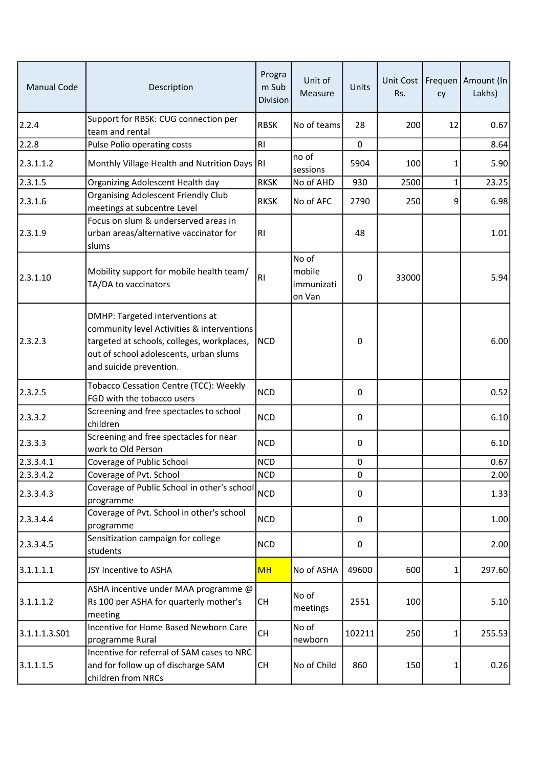| Manual Code | Description | Program Sub Division | Unit of Measure | Units | Unit Cost Rs. | Frequency | Amount (In Lakhs) |
|---|---|---|---|---|---|---|---|
| 2.2.4 | Support for RBSK: CUG connection per team and rental | RBSK | No of teams | 28 | 200 | 12 | 0.67 |
| 2.2.8 | Pulse Polio operating costs | RI | | 0 | | | 8.64 |
| 2.3.1.1.2 | Monthly Village Health and Nutrition Days | RI | no of sessions | 5904 | 100 | 1 | 5.90 |
| 2.3.1.5 | Organizing Adolescent Health day | RKSK | No of AHD | 930 | 2500 | 1 | 23.25 |
| 2.3.1.6 | Organising Adolescent Friendly Club meetings at subcentre Level | RKSK | No of AFC | 2790 | 250 | 9 | 6.98 |
| 2.3.1.9 | Focus on slum & underserved areas in urban areas/alternative vaccinator for slums | RI | | 48 | | | 1.01 |
| 2.3.1.10 | Mobility support for mobile health team/ TA/DA to vaccinators | RI | No of mobile immunization Van | 0 | 33000 | | 5.94 |
| 2.3.2.3 | DMHP: Targeted interventions at community level Activities & interventions targeted at schools, colleges, workplaces, out of school adolescents, urban slums and suicide prevention. | NCD | | 0 | | | 6.00 |
| 2.3.2.5 | Tobacco Cessation Centre (TCC): Weekly FGD with the tobacco users | NCD | | 0 | | | 0.52 |
| 2.3.3.2 | Screening and free spectacles to school children | NCD | | 0 | | | 6.10 |
| 2.3.3.3 | Screening and free spectacles for near work to Old Person | NCD | | 0 | | | 6.10 |
| 2.3.3.4.1 | Coverage of Public School | NCD | | 0 | | | 0.67 |
| 2.3.3.4.2 | Coverage of Pvt. School | NCD | | 0 | | | 2.00 |
| 2.3.3.4.3 | Coverage of Public School in other's school programme | NCD | | 0 | | | 1.33 |
| 2.3.3.4.4 | Coverage of Pvt. School in other's school programme | NCD | | 0 | | | 1.00 |
| 2.3.3.4.5 | Sensitization campaign for college students | NCD | | 0 | | | 2.00 |
| 3.1.1.1.1 | JSY Incentive to ASHA | MH | No of ASHA | 49600 | 600 | 1 | 297.60 |
| 3.1.1.1.2 | ASHA incentive under MAA programme @ Rs 100 per ASHA for quarterly mother's meeting | CH | No of meetings | 2551 | 100 | | 5.10 |
| 3.1.1.1.3.S01 | Incentive for Home Based Newborn Care programme Rural | CH | No of newborn | 102211 | 250 | 1 | 255.53 |
| 3.1.1.1.5 | Incentive for referral of SAM cases to NRC and for follow up of discharge SAM children from NRCs | CH | No of Child | 860 | 150 | 1 | 0.26 |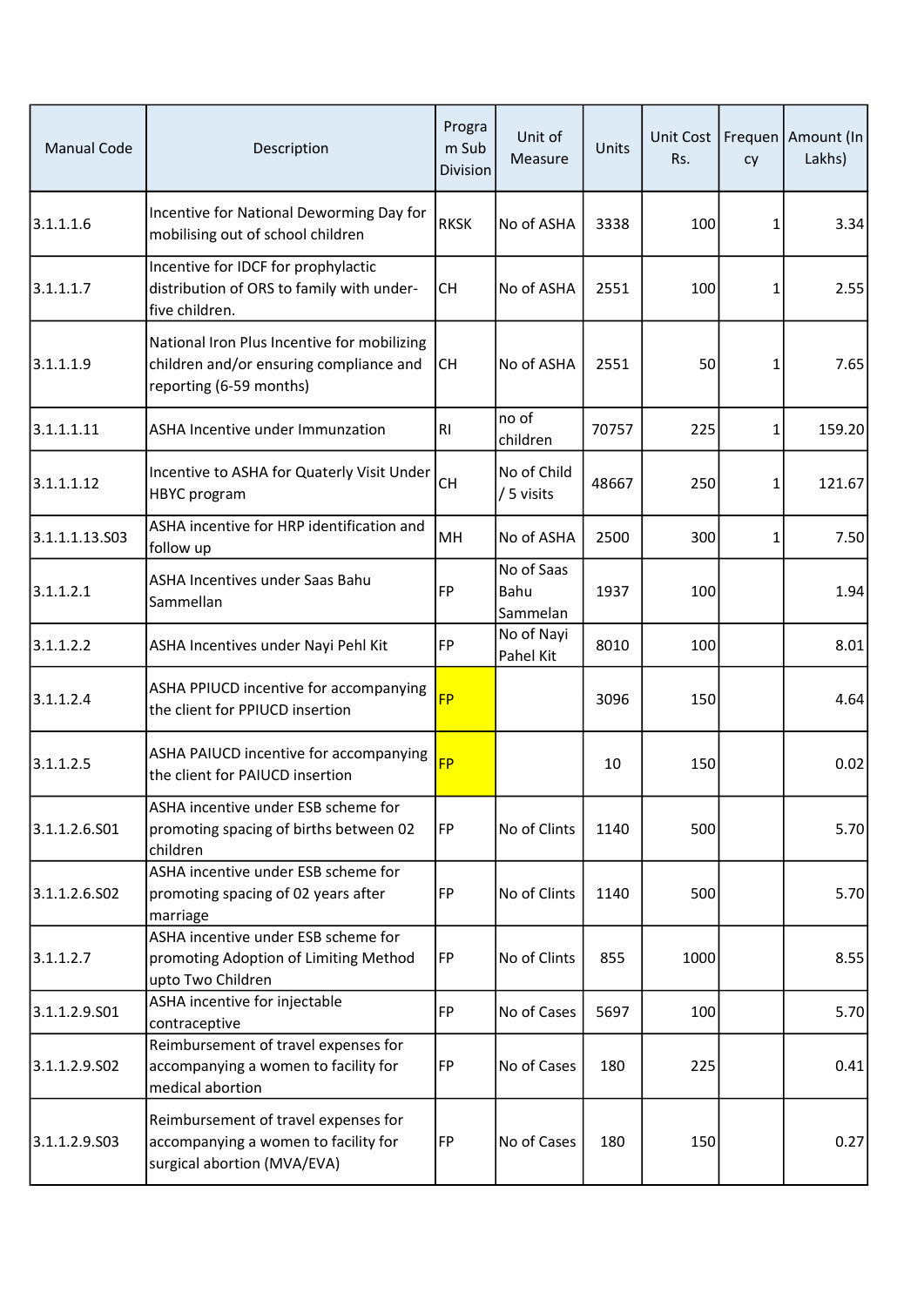| Manual Code | Description | Program Sub Division | Unit of Measure | Units | Unit Cost Rs. | Frequency | Amount (In Lakhs) |
|---|---|---|---|---|---|---|---|
| 3.1.1.1.6 | Incentive for National Deworming Day for mobilising out of school children | RKSK | No of ASHA | 3338 | 100 | 1 | 3.34 |
| 3.1.1.1.7 | Incentive for IDCF for prophylactic distribution of ORS to family with under-five children. | CH | No of ASHA | 2551 | 100 | 1 | 2.55 |
| 3.1.1.1.9 | National Iron Plus Incentive for mobilizing children and/or ensuring compliance and reporting (6-59 months) | CH | No of ASHA | 2551 | 50 | 1 | 7.65 |
| 3.1.1.1.11 | ASHA Incentive under Immunzation | RI | no of children | 70757 | 225 | 1 | 159.20 |
| 3.1.1.1.12 | Incentive to ASHA for Quaterly Visit Under HBYC program | CH | No of Child / 5 visits | 48667 | 250 | 1 | 121.67 |
| 3.1.1.1.13.S03 | ASHA incentive for HRP identification and follow up | MH | No of ASHA | 2500 | 300 | 1 | 7.50 |
| 3.1.1.2.1 | ASHA Incentives under Saas Bahu Sammellan | FP | No of Saas Bahu Sammelan | 1937 | 100 | | 1.94 |
| 3.1.1.2.2 | ASHA Incentives under Nayi Pehl Kit | FP | No of Nayi Pahel Kit | 8010 | 100 | | 8.01 |
| 3.1.1.2.4 | ASHA PPIUCD incentive for accompanying the client for PPIUCD insertion | FP | | 3096 | 150 | | 4.64 |
| 3.1.1.2.5 | ASHA PAIUCD incentive for accompanying the client for PAIUCD insertion | FP | | 10 | 150 | | 0.02 |
| 3.1.1.2.6.S01 | ASHA incentive under ESB scheme for promoting spacing of births between 02 children | FP | No of Clints | 1140 | 500 | | 5.70 |
| 3.1.1.2.6.S02 | ASHA incentive under ESB scheme for promoting spacing of 02 years after marriage | FP | No of Clints | 1140 | 500 | | 5.70 |
| 3.1.1.2.7 | ASHA incentive under ESB scheme for promoting Adoption of Limiting Method upto Two Children | FP | No of Clints | 855 | 1000 | | 8.55 |
| 3.1.1.2.9.S01 | ASHA incentive for injectable contraceptive | FP | No of Cases | 5697 | 100 | | 5.70 |
| 3.1.1.2.9.S02 | Reimbursement of travel expenses for accompanying a women to facility for medical abortion | FP | No of Cases | 180 | 225 | | 0.41 |
| 3.1.1.2.9.S03 | Reimbursement of travel expenses for accompanying a women to facility for surgical abortion (MVA/EVA) | FP | No of Cases | 180 | 150 | | 0.27 |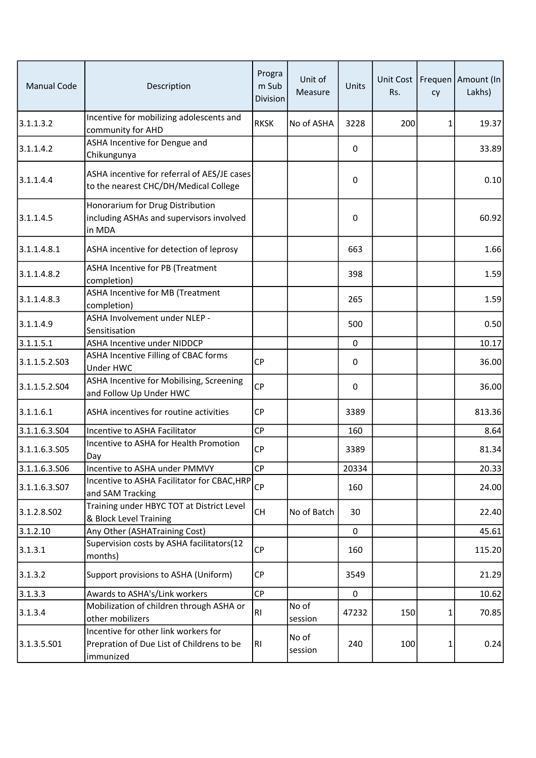| Manual Code | Description | Program Sub Division | Unit of Measure | Units | Unit Cost Rs. | Frequency | Amount (In Lakhs) |
|---|---|---|---|---|---|---|---|
| 3.1.1.3.2 | Incentive for mobilizing adolescents and community for AHD | RKSK | No of ASHA | 3228 | 200 | 1 | 19.37 |
| 3.1.1.4.2 | ASHA Incentive for Dengue and Chikungunya | | | 0 | | | 33.89 |
| 3.1.1.4.4 | ASHA incentive for referral of AES/JE cases to the nearest CHC/DH/Medical College | | | 0 | | | 0.10 |
| 3.1.1.4.5 | Honorarium for Drug Distribution including ASHAs and supervisors involved in MDA | | | 0 | | | 60.92 |
| 3.1.1.4.8.1 | ASHA incentive for detection of leprosy | | | 663 | | | 1.66 |
| 3.1.1.4.8.2 | ASHA Incentive for PB (Treatment completion) | | | 398 | | | 1.59 |
| 3.1.1.4.8.3 | ASHA Incentive for MB (Treatment completion) | | | 265 | | | 1.59 |
| 3.1.1.4.9 | ASHA Involvement under NLEP - Sensitisation | | | 500 | | | 0.50 |
| 3.1.1.5.1 | ASHA Incentive under NIDDCP | | | 0 | | | 10.17 |
| 3.1.1.5.2.S03 | ASHA Incentive Filling of CBAC forms Under HWC | CP | | 0 | | | 36.00 |
| 3.1.1.5.2.S04 | ASHA Incentive for Mobilising, Screening and Follow Up Under HWC | CP | | 0 | | | 36.00 |
| 3.1.1.6.1 | ASHA incentives for routine activities | CP | | 3389 | | | 813.36 |
| 3.1.1.6.3.S04 | Incentive to ASHA Facilitator | CP | | 160 | | | 8.64 |
| 3.1.1.6.3.S05 | Incentive to ASHA for Health Promotion Day | CP | | 3389 | | | 81.34 |
| 3.1.1.6.3.S06 | Incentive to ASHA under PMMVY | CP | | 20334 | | | 20.33 |
| 3.1.1.6.3.S07 | Incentive to ASHA Facilitator for CBAC,HRP and SAM Tracking | CP | | 160 | | | 24.00 |
| 3.1.2.8.S02 | Training under HBYC TOT at District Level & Block Level Training | CH | No of Batch | 30 | | | 22.40 |
| 3.1.2.10 | Any Other (ASHATraining Cost) | | | 0 | | | 45.61 |
| 3.1.3.1 | Supervision costs by ASHA facilitators(12 months) | CP | | 160 | | | 115.20 |
| 3.1.3.2 | Support provisions to ASHA (Uniform) | CP | | 3549 | | | 21.29 |
| 3.1.3.3 | Awards to ASHA's/Link workers | CP | | 0 | | | 10.62 |
| 3.1.3.4 | Mobilization of children through ASHA or other mobilizers | RI | No of session | 47232 | 150 | 1 | 70.85 |
| 3.1.3.5.S01 | Incentive for other link workers for Prepration of Due List of Childrens to be immunized | RI | No of session | 240 | 100 | 1 | 0.24 |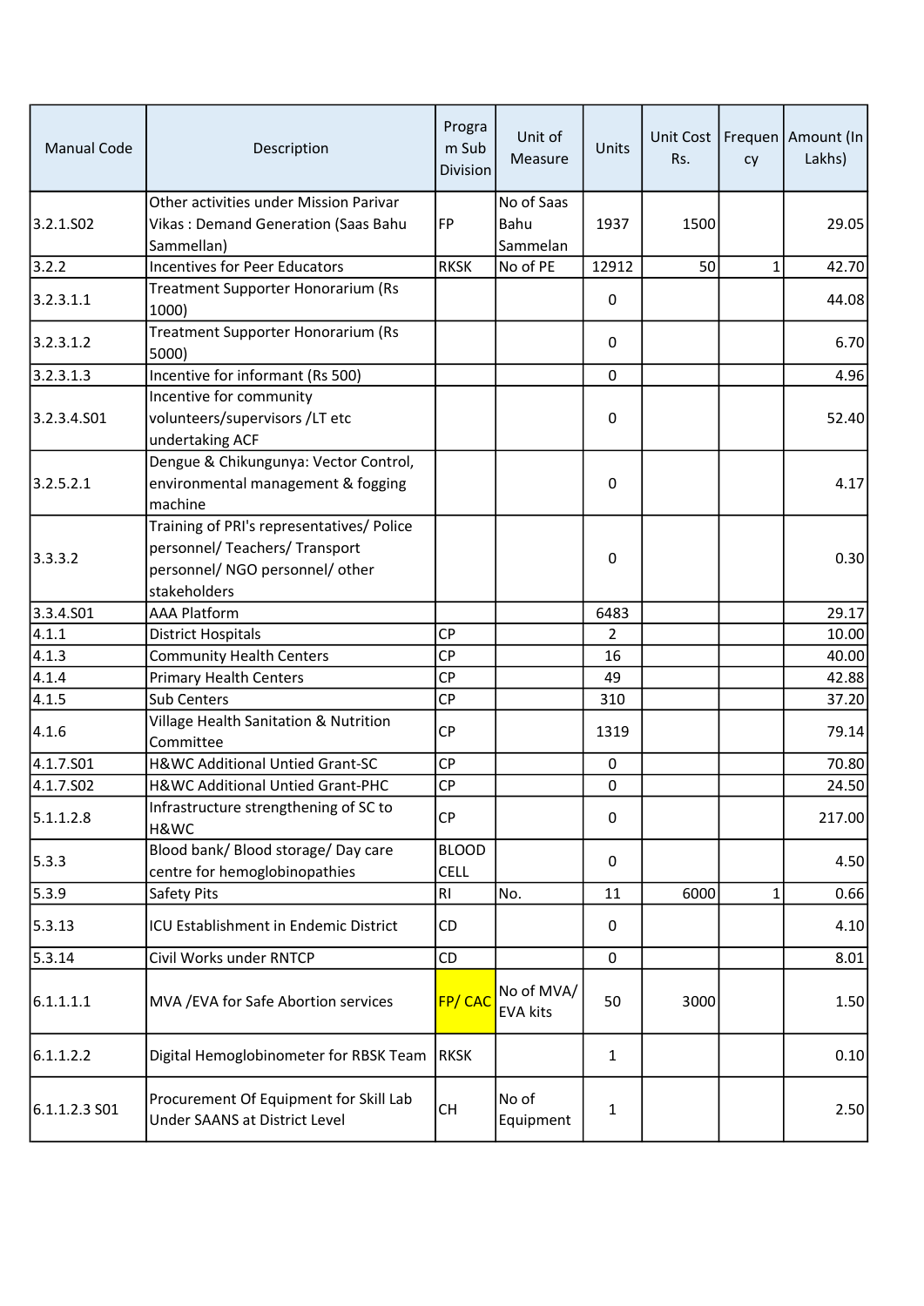| Manual Code | Description | Program Sub Division | Unit of Measure | Units | Unit Cost Rs. | Frequency | Amount (In Lakhs) |
|---|---|---|---|---|---|---|---|
| 3.2.1.S02 | Other activities under Mission Parivar Vikas : Demand Generation (Saas Bahu Sammellan) | FP | No of Saas Bahu Sammelan | 1937 | 1500 | | 29.05 |
| 3.2.2 | Incentives for Peer Educators | RKSK | No of PE | 12912 | 50 | 1 | 42.70 |
| 3.2.3.1.1 | Treatment Supporter Honorarium (Rs 1000) | | | 0 | | | 44.08 |
| 3.2.3.1.2 | Treatment Supporter Honorarium (Rs 5000) | | | 0 | | | 6.70 |
| 3.2.3.1.3 | Incentive for informant (Rs 500) | | | 0 | | | 4.96 |
| 3.2.3.4.S01 | Incentive for community volunteers/supervisors /LT etc undertaking ACF | | | 0 | | | 52.40 |
| 3.2.5.2.1 | Dengue & Chikungunya: Vector Control, environmental management & fogging machine | | | 0 | | | 4.17 |
| 3.3.3.2 | Training of PRI's representatives/ Police personnel/ Teachers/ Transport personnel/ NGO personnel/ other stakeholders | | | 0 | | | 0.30 |
| 3.3.4.S01 | AAA Platform | | | 6483 | | | 29.17 |
| 4.1.1 | District Hospitals | CP | | 2 | | | 10.00 |
| 4.1.3 | Community Health Centers | CP | | 16 | | | 40.00 |
| 4.1.4 | Primary Health Centers | CP | | 49 | | | 42.88 |
| 4.1.5 | Sub Centers | CP | | 310 | | | 37.20 |
| 4.1.6 | Village Health Sanitation & Nutrition Committee | CP | | 1319 | | | 79.14 |
| 4.1.7.S01 | H&WC Additional Untied Grant-SC | CP | | 0 | | | 70.80 |
| 4.1.7.S02 | H&WC Additional Untied Grant-PHC | CP | | 0 | | | 24.50 |
| 5.1.1.2.8 | Infrastructure strengthening of SC to H&WC | CP | | 0 | | | 217.00 |
| 5.3.3 | Blood bank/ Blood storage/ Day care centre for hemoglobinopathies | BLOOD CELL | | 0 | | | 4.50 |
| 5.3.9 | Safety Pits | RI | No. | 11 | 6000 | 1 | 0.66 |
| 5.3.13 | ICU Establishment in Endemic District | CD | | 0 | | | 4.10 |
| 5.3.14 | Civil Works under RNTCP | CD | | 0 | | | 8.01 |
| 6.1.1.1.1 | MVA /EVA for Safe Abortion services | FP/ CAC | No of MVA/ EVA kits | 50 | 3000 | | 1.50 |
| 6.1.1.2.2 | Digital Hemoglobinometer for RBSK Team | RKSK | | 1 | | | 0.10 |
| 6.1.1.2.3 S01 | Procurement Of Equipment for Skill Lab Under SAANS at District Level | CH | No of Equipment | 1 | | | 2.50 |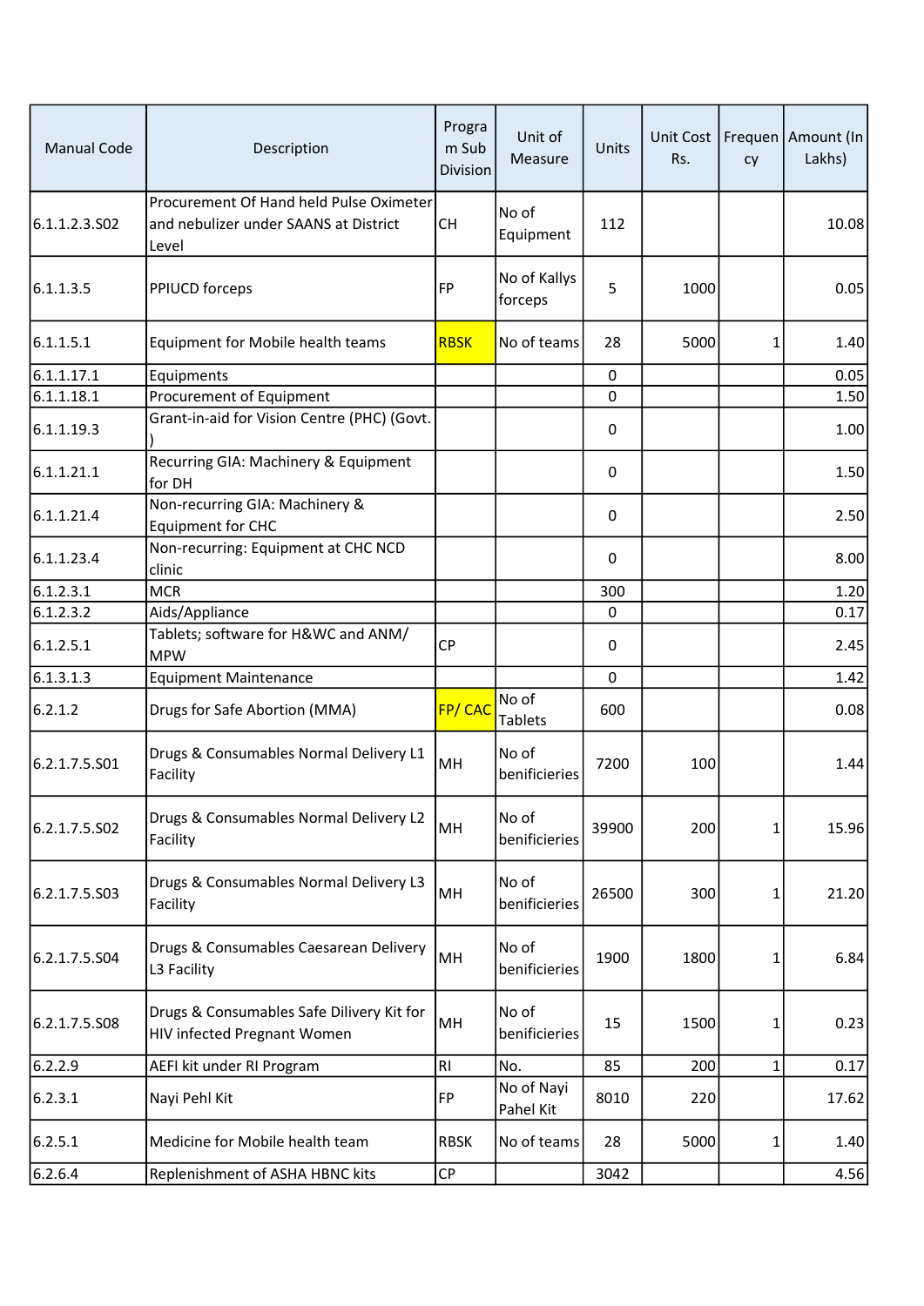| Manual Code | Description | Program Sub Division | Unit of Measure | Units | Unit Cost Rs. | Frequency | Amount (In Lakhs) |
|---|---|---|---|---|---|---|---|
| 6.1.1.2.3.S02 | Procurement Of Hand held Pulse Oximeter and nebulizer under SAANS at District Level | CH | No of Equipment | 112 | | | 10.08 |
| 6.1.1.3.5 | PPIUCD forceps | FP | No of Kallys forceps | 5 | 1000 | | 0.05 |
| 6.1.1.5.1 | Equipment for Mobile health teams | RBSK | No of teams | 28 | 5000 | 1 | 1.40 |
| 6.1.1.17.1 | Equipments | | | 0 | | | 0.05 |
| 6.1.1.18.1 | Procurement of Equipment | | | 0 | | | 1.50 |
| 6.1.1.19.3 | Grant-in-aid for Vision Centre (PHC) (Govt.) | | | 0 | | | 1.00 |
| 6.1.1.21.1 | Recurring GIA: Machinery & Equipment for DH | | | 0 | | | 1.50 |
| 6.1.1.21.4 | Non-recurring GIA: Machinery & Equipment for CHC | | | 0 | | | 2.50 |
| 6.1.1.23.4 | Non-recurring: Equipment at CHC NCD clinic | | | 0 | | | 8.00 |
| 6.1.2.3.1 | MCR | | | 300 | | | 1.20 |
| 6.1.2.3.2 | Aids/Appliance | | | 0 | | | 0.17 |
| 6.1.2.5.1 | Tablets; software for H&WC and ANM/ MPW | CP | | 0 | | | 2.45 |
| 6.1.3.1.3 | Equipment Maintenance | | | 0 | | | 1.42 |
| 6.2.1.2 | Drugs for Safe Abortion (MMA) | FP/ CAC | No of Tablets | 600 | | | 0.08 |
| 6.2.1.7.5.S01 | Drugs & Consumables Normal Delivery L1 Facility | MH | No of benificieries | 7200 | 100 | | 1.44 |
| 6.2.1.7.5.S02 | Drugs & Consumables Normal Delivery L2 Facility | MH | No of benificieries | 39900 | 200 | 1 | 15.96 |
| 6.2.1.7.5.S03 | Drugs & Consumables Normal Delivery L3 Facility | MH | No of benificieries | 26500 | 300 | 1 | 21.20 |
| 6.2.1.7.5.S04 | Drugs & Consumables Caesarean Delivery L3 Facility | MH | No of benificieries | 1900 | 1800 | 1 | 6.84 |
| 6.2.1.7.5.S08 | Drugs & Consumables Safe Dilivery Kit for HIV infected Pregnant Women | MH | No of benificieries | 15 | 1500 | 1 | 0.23 |
| 6.2.2.9 | AEFI kit under RI Program | RI | No. | 85 | 200 | 1 | 0.17 |
| 6.2.3.1 | Nayi Pehl Kit | FP | No of Nayi Pahel Kit | 8010 | 220 | | 17.62 |
| 6.2.5.1 | Medicine for Mobile health team | RBSK | No of teams | 28 | 5000 | 1 | 1.40 |
| 6.2.6.4 | Replenishment of ASHA HBNC kits | CP | | 3042 | | | 4.56 |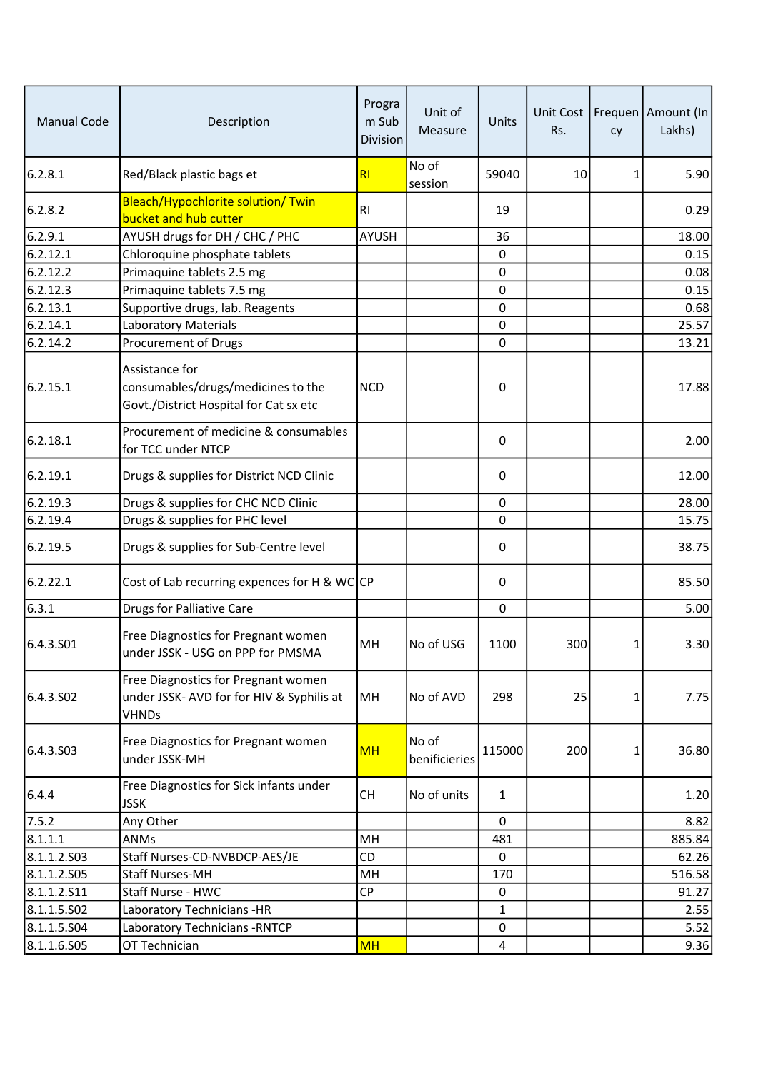| Manual Code | Description | Program Sub Division | Unit of Measure | Units | Unit Cost Rs. | Frequency | Amount (In Lakhs) |
|---|---|---|---|---|---|---|---|
| 6.2.8.1 | Red/Black plastic bags et | RI | No of session | 59040 | 10 | 1 | 5.90 |
| 6.2.8.2 | Bleach/Hypochlorite solution/ Twin bucket and hub cutter | RI | | 19 | | | 0.29 |
| 6.2.9.1 | AYUSH drugs for DH / CHC / PHC | AYUSH | | 36 | | | 18.00 |
| 6.2.12.1 | Chloroquine phosphate tablets | | | 0 | | | 0.15 |
| 6.2.12.2 | Primaquine tablets 2.5 mg | | | 0 | | | 0.08 |
| 6.2.12.3 | Primaquine tablets 7.5 mg | | | 0 | | | 0.15 |
| 6.2.13.1 | Supportive drugs, lab. Reagents | | | 0 | | | 0.68 |
| 6.2.14.1 | Laboratory Materials | | | 0 | | | 25.57 |
| 6.2.14.2 | Procurement of Drugs | | | 0 | | | 13.21 |
| 6.2.15.1 | Assistance for consumables/drugs/medicines to the Govt./District Hospital for Cat sx etc | NCD | | 0 | | | 17.88 |
| 6.2.18.1 | Procurement of medicine & consumables for TCC under NTCP | | | 0 | | | 2.00 |
| 6.2.19.1 | Drugs & supplies for District NCD Clinic | | | 0 | | | 12.00 |
| 6.2.19.3 | Drugs & supplies for CHC NCD Clinic | | | 0 | | | 28.00 |
| 6.2.19.4 | Drugs & supplies for PHC level | | | 0 | | | 15.75 |
| 6.2.19.5 | Drugs & supplies for Sub-Centre level | | | 0 | | | 38.75 |
| 6.2.22.1 | Cost of Lab recurring expences for H & WC | CP | | 0 | | | 85.50 |
| 6.3.1 | Drugs for Palliative Care | | | 0 | | | 5.00 |
| 6.4.3.S01 | Free Diagnostics for Pregnant women under JSSK - USG on PPP for PMSMA | MH | No of USG | 1100 | 300 | 1 | 3.30 |
| 6.4.3.S02 | Free Diagnostics for Pregnant women under JSSK- AVD for for HIV & Syphilis at VHNDs | MH | No of AVD | 298 | 25 | 1 | 7.75 |
| 6.4.3.S03 | Free Diagnostics for Pregnant women under JSSK-MH | MH | No of benificieries | 115000 | 200 | 1 | 36.80 |
| 6.4.4 | Free Diagnostics for Sick infants under JSSK | CH | No of units | 1 | | | 1.20 |
| 7.5.2 | Any Other | | | 0 | | | 8.82 |
| 8.1.1.1 | ANMs | MH | | 481 | | | 885.84 |
| 8.1.1.2.S03 | Staff Nurses-CD-NVBDCP-AES/JE | CD | | 0 | | | 62.26 |
| 8.1.1.2.S05 | Staff Nurses-MH | MH | | 170 | | | 516.58 |
| 8.1.1.2.S11 | Staff Nurse - HWC | CP | | 0 | | | 91.27 |
| 8.1.1.5.S02 | Laboratory Technicians -HR | | | 1 | | | 2.55 |
| 8.1.1.5.S04 | Laboratory Technicians -RNTCP | | | 0 | | | 5.52 |
| 8.1.1.6.S05 | OT Technician | MH | | 4 | | | 9.36 |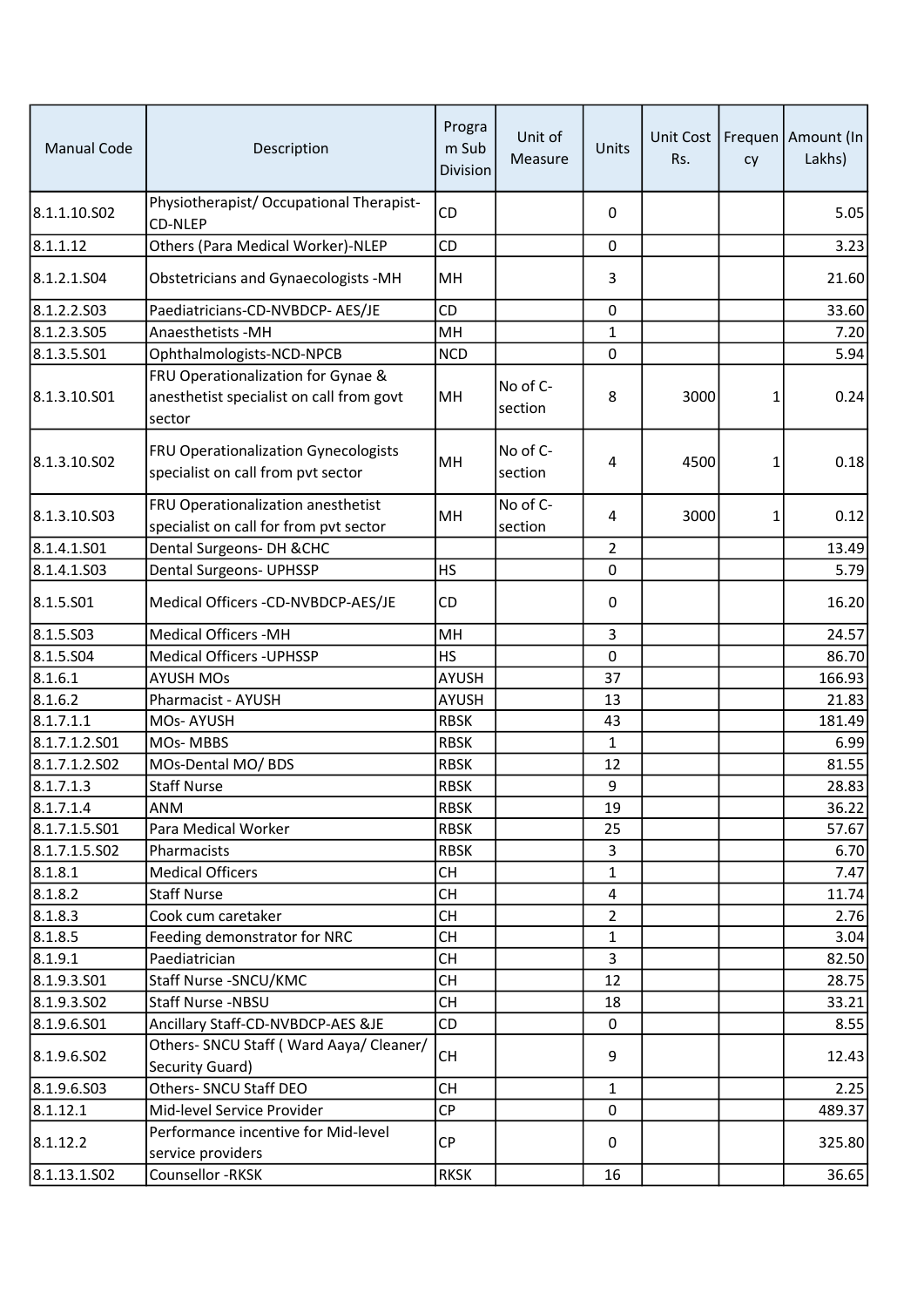| Manual Code | Description | Program Sub Division | Unit of Measure | Units | Unit Cost Rs. | Frequency | Amount (In Lakhs) |
|---|---|---|---|---|---|---|---|
| 8.1.1.10.S02 | Physiotherapist/ Occupational Therapist-CD-NLEP | CD | | 0 | | | 5.05 |
| 8.1.1.12 | Others (Para Medical Worker)-NLEP | CD | | 0 | | | 3.23 |
| 8.1.2.1.S04 | Obstetricians and Gynaecologists -MH | MH | | 3 | | | 21.60 |
| 8.1.2.2.S03 | Paediatricians-CD-NVBDCP- AES/JE | CD | | 0 | | | 33.60 |
| 8.1.2.3.S05 | Anaesthetists -MH | MH | | 1 | | | 7.20 |
| 8.1.3.5.S01 | Ophthalmologists-NCD-NPCB | NCD | | 0 | | | 5.94 |
| 8.1.3.10.S01 | FRU Operationalization for Gynae & anesthetist specialist on call from govt sector | MH | No of C-section | 8 | 3000 | 1 | 0.24 |
| 8.1.3.10.S02 | FRU Operationalization Gynecologists specialist on call from pvt sector | MH | No of C-section | 4 | 4500 | 1 | 0.18 |
| 8.1.3.10.S03 | FRU Operationalization anesthetist specialist on call for from pvt sector | MH | No of C-section | 4 | 3000 | 1 | 0.12 |
| 8.1.4.1.S01 | Dental Surgeons- DH &CHC | | | 2 | | | 13.49 |
| 8.1.4.1.S03 | Dental Surgeons- UPHSSP | HS | | 0 | | | 5.79 |
| 8.1.5.S01 | Medical Officers -CD-NVBDCP-AES/JE | CD | | 0 | | | 16.20 |
| 8.1.5.S03 | Medical Officers -MH | MH | | 3 | | | 24.57 |
| 8.1.5.S04 | Medical Officers -UPHSSP | HS | | 0 | | | 86.70 |
| 8.1.6.1 | AYUSH MOs | AYUSH | | 37 | | | 166.93 |
| 8.1.6.2 | Pharmacist - AYUSH | AYUSH | | 13 | | | 21.83 |
| 8.1.7.1.1 | MOs- AYUSH | RBSK | | 43 | | | 181.49 |
| 8.1.7.1.2.S01 | MOs- MBBS | RBSK | | 1 | | | 6.99 |
| 8.1.7.1.2.S02 | MOs-Dental MO/ BDS | RBSK | | 12 | | | 81.55 |
| 8.1.7.1.3 | Staff Nurse | RBSK | | 9 | | | 28.83 |
| 8.1.7.1.4 | ANM | RBSK | | 19 | | | 36.22 |
| 8.1.7.1.5.S01 | Para Medical Worker | RBSK | | 25 | | | 57.67 |
| 8.1.7.1.5.S02 | Pharmacists | RBSK | | 3 | | | 6.70 |
| 8.1.8.1 | Medical Officers | CH | | 1 | | | 7.47 |
| 8.1.8.2 | Staff Nurse | CH | | 4 | | | 11.74 |
| 8.1.8.3 | Cook cum caretaker | CH | | 2 | | | 2.76 |
| 8.1.8.5 | Feeding demonstrator for NRC | CH | | 1 | | | 3.04 |
| 8.1.9.1 | Paediatrician | CH | | 3 | | | 82.50 |
| 8.1.9.3.S01 | Staff Nurse -SNCU/KMC | CH | | 12 | | | 28.75 |
| 8.1.9.3.S02 | Staff Nurse -NBSU | CH | | 18 | | | 33.21 |
| 8.1.9.6.S01 | Ancillary Staff-CD-NVBDCP-AES &JE | CD | | 0 | | | 8.55 |
| 8.1.9.6.S02 | Others- SNCU Staff ( Ward Aaya/ Cleaner/ Security Guard) | CH | | 9 | | | 12.43 |
| 8.1.9.6.S03 | Others- SNCU Staff DEO | CH | | 1 | | | 2.25 |
| 8.1.12.1 | Mid-level Service Provider | CP | | 0 | | | 489.37 |
| 8.1.12.2 | Performance incentive for Mid-level service providers | CP | | 0 | | | 325.80 |
| 8.1.13.1.S02 | Counsellor -RKSK | RKSK | | 16 | | | 36.65 |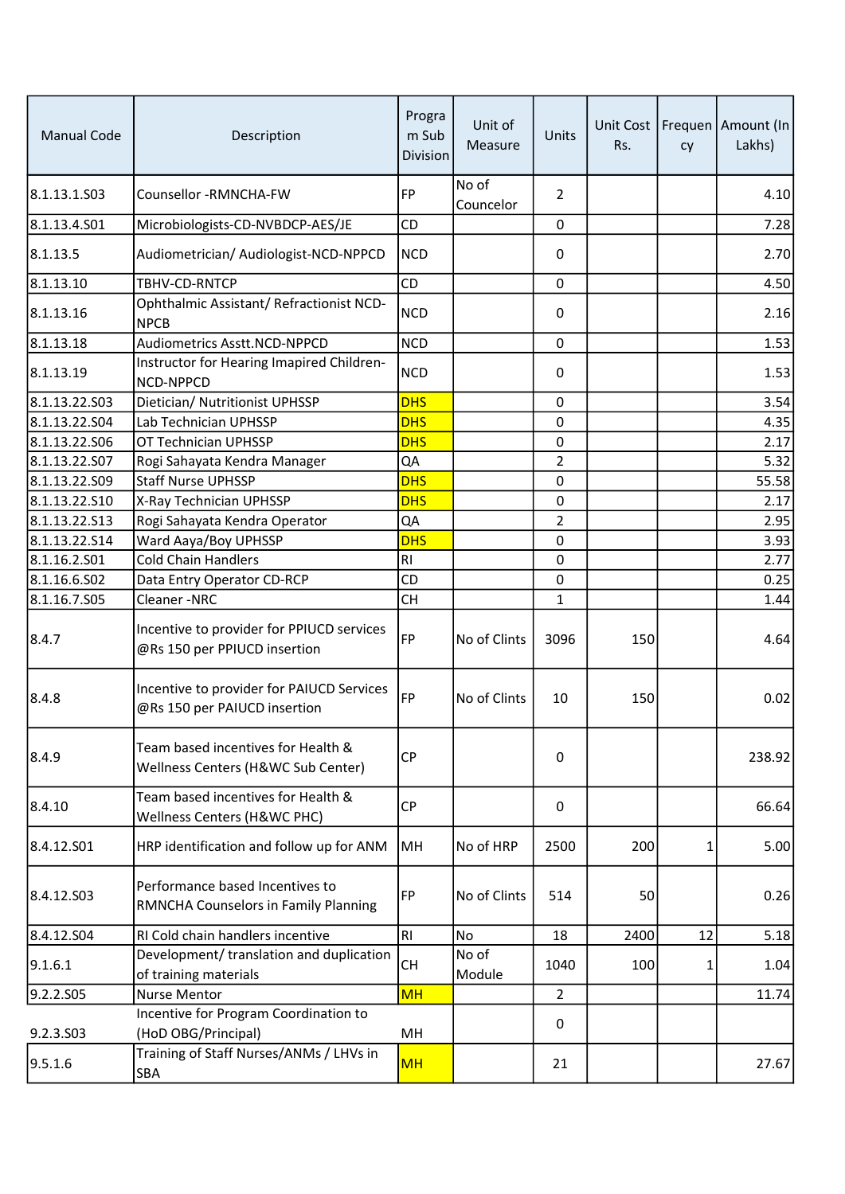| Manual Code | Description | Program Sub Division | Unit of Measure | Units | Unit Cost Rs. | Frequency | Amount (In Lakhs) |
|---|---|---|---|---|---|---|---|
| 8.1.13.1.S03 | Counsellor -RMNCHA-FW | FP | No of Councelor | 2 | | | 4.10 |
| 8.1.13.4.S01 | Microbiologists-CD-NVBDCP-AES/JE | CD | | 0 | | | 7.28 |
| 8.1.13.5 | Audiometrician/ Audiologist-NCD-NPPCD | NCD | | 0 | | | 2.70 |
| 8.1.13.10 | TBHV-CD-RNTCP | CD | | 0 | | | 4.50 |
| 8.1.13.16 | Ophthalmic Assistant/ Refractionist NCD-NPCB | NCD | | 0 | | | 2.16 |
| 8.1.13.18 | Audiometrics Asstt.NCD-NPPCD | NCD | | 0 | | | 1.53 |
| 8.1.13.19 | Instructor for Hearing Imapired Children-NCD-NPPCD | NCD | | 0 | | | 1.53 |
| 8.1.13.22.S03 | Dietician/ Nutritionist UPHSSP | DHS | | 0 | | | 3.54 |
| 8.1.13.22.S04 | Lab Technician UPHSSP | DHS | | 0 | | | 4.35 |
| 8.1.13.22.S06 | OT Technician UPHSSP | DHS | | 0 | | | 2.17 |
| 8.1.13.22.S07 | Rogi Sahayata Kendra Manager | QA | | 2 | | | 5.32 |
| 8.1.13.22.S09 | Staff Nurse UPHSSP | DHS | | 0 | | | 55.58 |
| 8.1.13.22.S10 | X-Ray Technician UPHSSP | DHS | | 0 | | | 2.17 |
| 8.1.13.22.S13 | Rogi Sahayata Kendra Operator | QA | | 2 | | | 2.95 |
| 8.1.13.22.S14 | Ward Aaya/Boy UPHSSP | DHS | | 0 | | | 3.93 |
| 8.1.16.2.S01 | Cold Chain Handlers | RI | | 0 | | | 2.77 |
| 8.1.16.6.S02 | Data Entry Operator CD-RCP | CD | | 0 | | | 0.25 |
| 8.1.16.7.S05 | Cleaner -NRC | CH | | 1 | | | 1.44 |
| 8.4.7 | Incentive to provider for PPIUCD services @Rs 150 per PPIUCD insertion | FP | No of Clints | 3096 | 150 | | 4.64 |
| 8.4.8 | Incentive to provider for PAIUCD Services @Rs 150 per PAIUCD insertion | FP | No of Clints | 10 | 150 | | 0.02 |
| 8.4.9 | Team based incentives for Health & Wellness Centers (H&WC Sub Center) | CP | | 0 | | | 238.92 |
| 8.4.10 | Team based incentives for Health & Wellness Centers (H&WC PHC) | CP | | 0 | | | 66.64 |
| 8.4.12.S01 | HRP identification and follow up for ANM | MH | No of HRP | 2500 | 200 | 1 | 5.00 |
| 8.4.12.S03 | Performance based Incentives to RMNCHA Counselors in Family Planning | FP | No of Clints | 514 | 50 | | 0.26 |
| 8.4.12.S04 | RI Cold chain handlers incentive | RI | No | 18 | 2400 | 12 | 5.18 |
| 9.1.6.1 | Development/ translation and duplication of training materials | CH | No of Module | 1040 | 100 | 1 | 1.04 |
| 9.2.2.S05 | Nurse Mentor | MH | | 2 | | | 11.74 |
| 9.2.3.S03 | Incentive for Program Coordination to (HoD OBG/Principal) | MH | | 0 | | | |
| 9.5.1.6 | Training of Staff Nurses/ANMs / LHVs in SBA | MH | | 21 | | | 27.67 |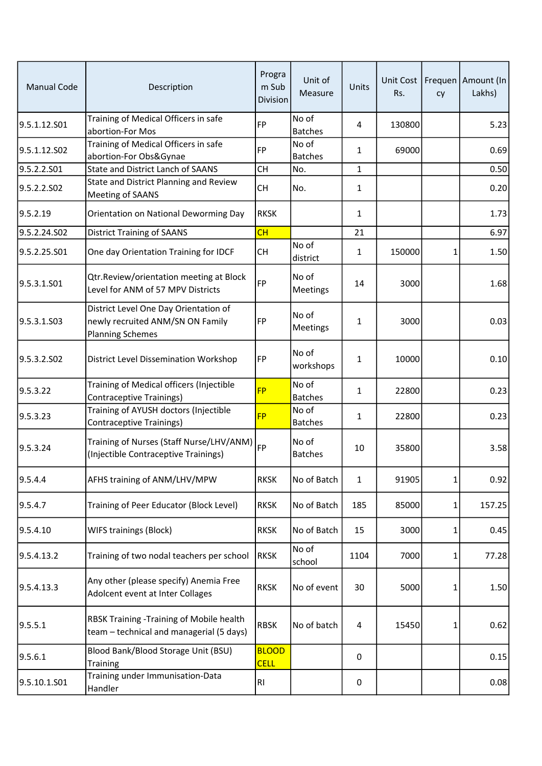| Manual Code | Description | Program Sub Division | Unit of Measure | Units | Unit Cost Rs. | Frequency | Amount (In Lakhs) |
|---|---|---|---|---|---|---|---|
| 9.5.1.12.S01 | Training of Medical Officers in safe abortion-For Mos | FP | No of Batches | 4 | 130800 | | 5.23 |
| 9.5.1.12.S02 | Training of Medical Officers in safe abortion-For Obs&Gynae | FP | No of Batches | 1 | 69000 | | 0.69 |
| 9.5.2.2.S01 | State and District Lanch of SAANS | CH | No. | 1 | | | 0.50 |
| 9.5.2.2.S02 | State and District Planning and Review Meeting of SAANS | CH | No. | 1 | | | 0.20 |
| 9.5.2.19 | Orientation on National Deworming Day | RKSK | | 1 | | | 1.73 |
| 9.5.2.24.S02 | District Training of SAANS | CH | | 21 | | | 6.97 |
| 9.5.2.25.S01 | One day Orientation Training for IDCF | CH | No of district | 1 | 150000 | 1 | 1.50 |
| 9.5.3.1.S01 | Qtr.Review/orientation meeting at Block Level for ANM of 57 MPV Districts | FP | No of Meetings | 14 | 3000 | | 1.68 |
| 9.5.3.1.S03 | District Level One Day Orientation of newly recruited ANM/SN ON Family Planning Schemes | FP | No of Meetings | 1 | 3000 | | 0.03 |
| 9.5.3.2.S02 | District Level Dissemination Workshop | FP | No of workshops | 1 | 10000 | | 0.10 |
| 9.5.3.22 | Training of Medical officers (Injectible Contraceptive Trainings) | FP | No of Batches | 1 | 22800 | | 0.23 |
| 9.5.3.23 | Training of AYUSH doctors (Injectible Contraceptive Trainings) | FP | No of Batches | 1 | 22800 | | 0.23 |
| 9.5.3.24 | Training of Nurses (Staff Nurse/LHV/ANM) (Injectible Contraceptive Trainings) | FP | No of Batches | 10 | 35800 | | 3.58 |
| 9.5.4.4 | AFHS training of ANM/LHV/MPW | RKSK | No of Batch | 1 | 91905 | 1 | 0.92 |
| 9.5.4.7 | Training of Peer Educator (Block Level) | RKSK | No of Batch | 185 | 85000 | 1 | 157.25 |
| 9.5.4.10 | WIFS trainings (Block) | RKSK | No of Batch | 15 | 3000 | 1 | 0.45 |
| 9.5.4.13.2 | Training of two nodal teachers per school | RKSK | No of school | 1104 | 7000 | 1 | 77.28 |
| 9.5.4.13.3 | Any other (please specify) Anemia Free Adolcent event at Inter Collages | RKSK | No of event | 30 | 5000 | 1 | 1.50 |
| 9.5.5.1 | RBSK Training -Training of Mobile health team – technical and managerial (5 days) | RBSK | No of batch | 4 | 15450 | 1 | 0.62 |
| 9.5.6.1 | Blood Bank/Blood Storage Unit (BSU) Training | BLOOD CELL | | 0 | | | 0.15 |
| 9.5.10.1.S01 | Training under Immunisation-Data Handler | RI | | 0 | | | 0.08 |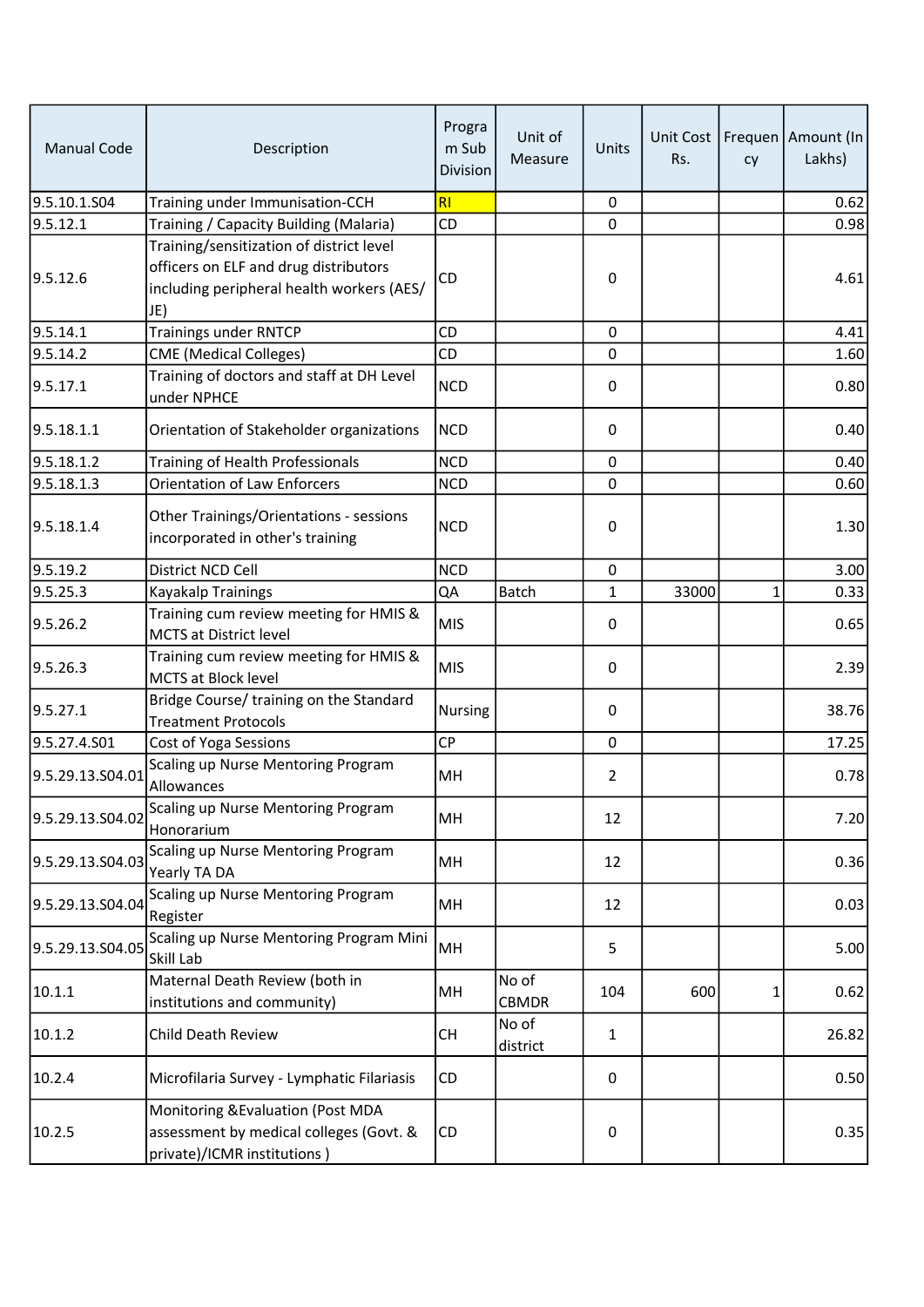| Manual Code | Description | Program Sub Division | Unit of Measure | Units | Unit Cost Rs. | Frequency | Amount (In Lakhs) |
|---|---|---|---|---|---|---|---|
| 9.5.10.1.S04 | Training under Immunisation-CCH | RI | | 0 | | | 0.62 |
| 9.5.12.1 | Training / Capacity Building (Malaria) | CD | | 0 | | | 0.98 |
| 9.5.12.6 | Training/sensitization of district level officers on ELF and drug distributors including peripheral health workers (AES/JE) | CD | | 0 | | | 4.61 |
| 9.5.14.1 | Trainings under RNTCP | CD | | 0 | | | 4.41 |
| 9.5.14.2 | CME (Medical Colleges) | CD | | 0 | | | 1.60 |
| 9.5.17.1 | Training of doctors and staff at DH Level under NPHCE | NCD | | 0 | | | 0.80 |
| 9.5.18.1.1 | Orientation of Stakeholder organizations | NCD | | 0 | | | 0.40 |
| 9.5.18.1.2 | Training of Health Professionals | NCD | | 0 | | | 0.40 |
| 9.5.18.1.3 | Orientation of Law Enforcers | NCD | | 0 | | | 0.60 |
| 9.5.18.1.4 | Other Trainings/Orientations - sessions incorporated in other's training | NCD | | 0 | | | 1.30 |
| 9.5.19.2 | District NCD Cell | NCD | | 0 | | | 3.00 |
| 9.5.25.3 | Kayakalp Trainings | QA | Batch | 1 | 33000 | 1 | 0.33 |
| 9.5.26.2 | Training cum review meeting for HMIS & MCTS at District level | MIS | | 0 | | | 0.65 |
| 9.5.26.3 | Training cum review meeting for HMIS & MCTS at Block level | MIS | | 0 | | | 2.39 |
| 9.5.27.1 | Bridge Course/ training on the Standard Treatment Protocols | Nursing | | 0 | | | 38.76 |
| 9.5.27.4.S01 | Cost of Yoga Sessions | CP | | 0 | | | 17.25 |
| 9.5.29.13.S04.01 | Scaling up Nurse Mentoring Program Allowances | MH | | 2 | | | 0.78 |
| 9.5.29.13.S04.02 | Scaling up Nurse Mentoring Program Honorarium | MH | | 12 | | | 7.20 |
| 9.5.29.13.S04.03 | Scaling up Nurse Mentoring Program Yearly TA DA | MH | | 12 | | | 0.36 |
| 9.5.29.13.S04.04 | Scaling up Nurse Mentoring Program Register | MH | | 12 | | | 0.03 |
| 9.5.29.13.S04.05 | Scaling up Nurse Mentoring Program Mini Skill Lab | MH | | 5 | | | 5.00 |
| 10.1.1 | Maternal Death Review (both in institutions and community) | MH | No of CBMDR | 104 | 600 | 1 | 0.62 |
| 10.1.2 | Child Death Review | CH | No of district | 1 | | | 26.82 |
| 10.2.4 | Microfilaria Survey - Lymphatic Filariasis | CD | | 0 | | | 0.50 |
| 10.2.5 | Monitoring &Evaluation (Post MDA assessment by medical colleges (Govt. & private)/ICMR institutions ) | CD | | 0 | | | 0.35 |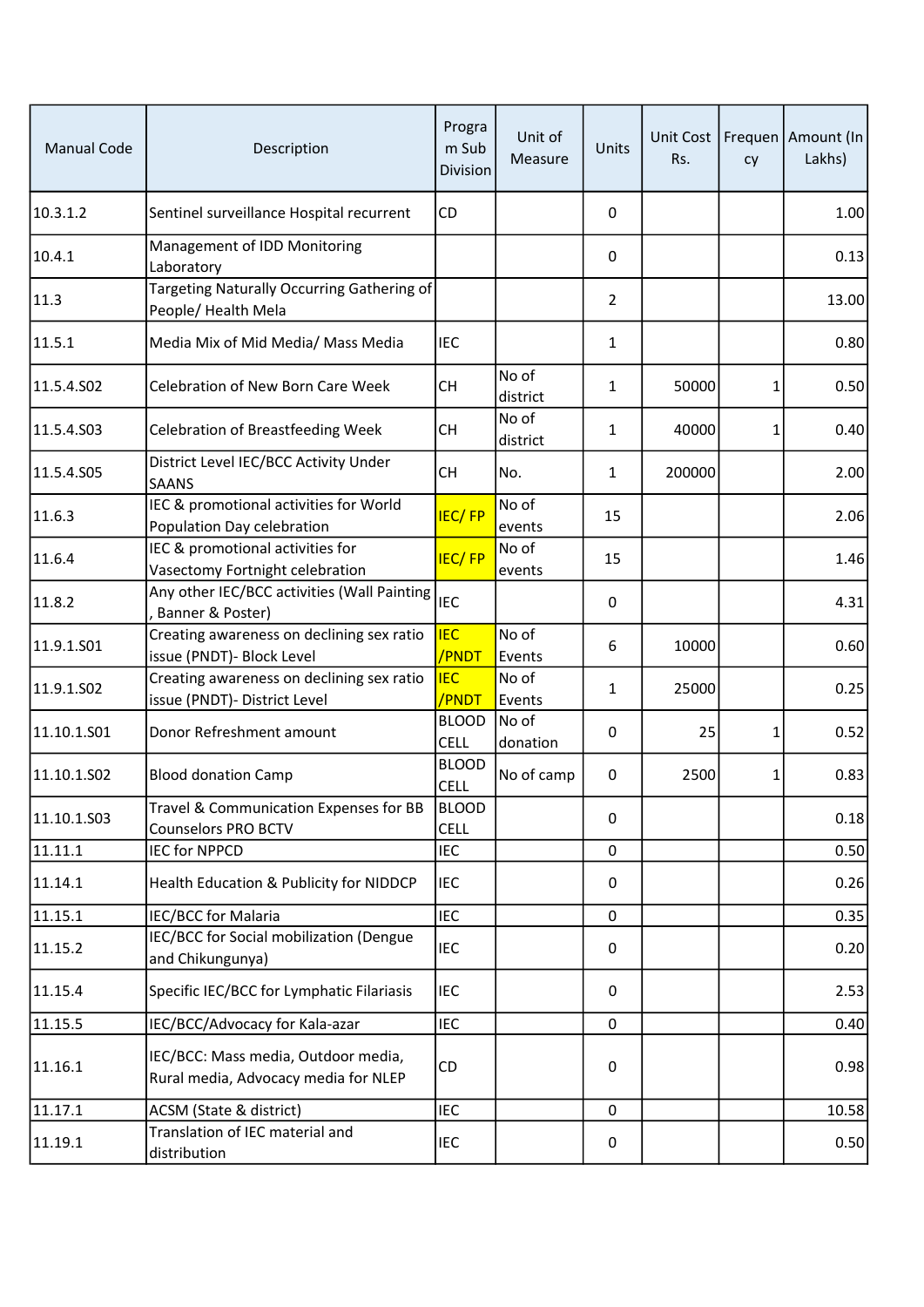| Manual Code | Description | Program Sub Division | Unit of Measure | Units | Unit Cost Rs. | Frequency | Amount (In Lakhs) |
|---|---|---|---|---|---|---|---|
| 10.3.1.2 | Sentinel surveillance Hospital recurrent | CD | | 0 | | | 1.00 |
| 10.4.1 | Management of IDD Monitoring Laboratory | | | 0 | | | 0.13 |
| 11.3 | Targeting Naturally Occurring Gathering of People/ Health Mela | | | 2 | | | 13.00 |
| 11.5.1 | Media Mix of Mid Media/ Mass Media | IEC | | 1 | | | 0.80 |
| 11.5.4.S02 | Celebration of New Born Care Week | CH | No of district | 1 | 50000 | 1 | 0.50 |
| 11.5.4.S03 | Celebration of Breastfeeding Week | CH | No of district | 1 | 40000 | 1 | 0.40 |
| 11.5.4.S05 | District Level IEC/BCC Activity Under SAANS | CH | No. | 1 | 200000 | | 2.00 |
| 11.6.3 | IEC & promotional activities for World Population Day celebration | IEC/ FP | No of events | 15 | | | 2.06 |
| 11.6.4 | IEC & promotional activities for Vasectomy Fortnight celebration | IEC/ FP | No of events | 15 | | | 1.46 |
| 11.8.2 | Any other IEC/BCC activities (Wall Painting , Banner & Poster) | IEC | | 0 | | | 4.31 |
| 11.9.1.S01 | Creating awareness on declining sex ratio issue (PNDT)- Block Level | IEC /PNDT | No of Events | 6 | 10000 | | 0.60 |
| 11.9.1.S02 | Creating awareness on declining sex ratio issue (PNDT)- District Level | IEC /PNDT | No of Events | 1 | 25000 | | 0.25 |
| 11.10.1.S01 | Donor Refreshment amount | BLOOD CELL | No of donation | 0 | 25 | 1 | 0.52 |
| 11.10.1.S02 | Blood donation Camp | BLOOD CELL | No of camp | 0 | 2500 | 1 | 0.83 |
| 11.10.1.S03 | Travel & Communication Expenses for BB Counselors PRO BCTV | BLOOD CELL | | 0 | | | 0.18 |
| 11.11.1 | IEC for NPPCD | IEC | | 0 | | | 0.50 |
| 11.14.1 | Health Education & Publicity for NIDDCP | IEC | | 0 | | | 0.26 |
| 11.15.1 | IEC/BCC for Malaria | IEC | | 0 | | | 0.35 |
| 11.15.2 | IEC/BCC for Social mobilization (Dengue and Chikungunya) | IEC | | 0 | | | 0.20 |
| 11.15.4 | Specific IEC/BCC for Lymphatic Filariasis | IEC | | 0 | | | 2.53 |
| 11.15.5 | IEC/BCC/Advocacy for Kala-azar | IEC | | 0 | | | 0.40 |
| 11.16.1 | IEC/BCC: Mass media, Outdoor media, Rural media, Advocacy media for NLEP | CD | | 0 | | | 0.98 |
| 11.17.1 | ACSM (State & district) | IEC | | 0 | | | 10.58 |
| 11.19.1 | Translation of IEC material and distribution | IEC | | 0 | | | 0.50 |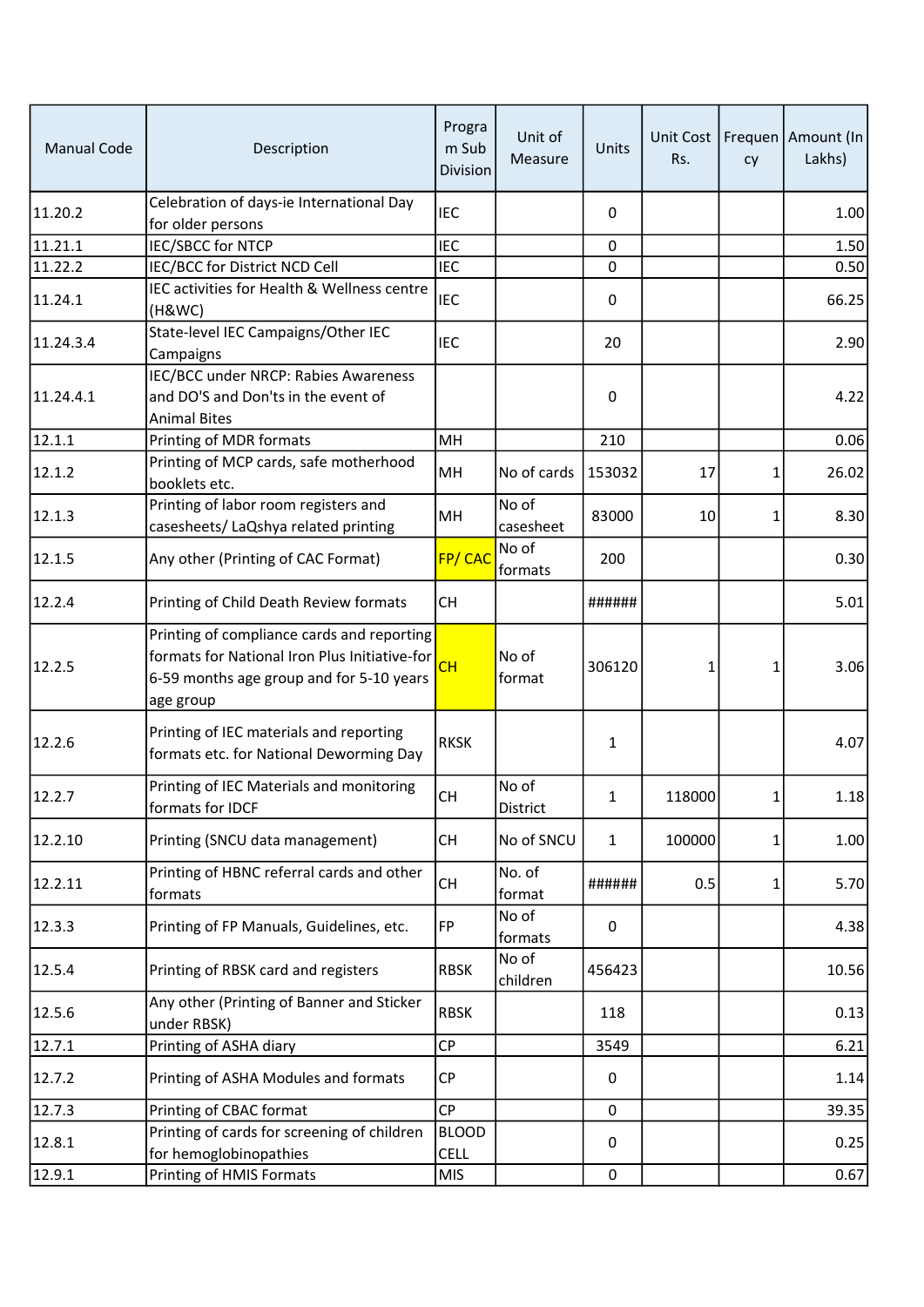| Manual Code | Description | Program Sub Division | Unit of Measure | Units | Unit Cost Rs. | Frequency | Amount (In Lakhs) |
|---|---|---|---|---|---|---|---|
| 11.20.2 | Celebration of days-ie International Day for older persons | IEC | | 0 | | | 1.00 |
| 11.21.1 | IEC/SBCC for NTCP | IEC | | 0 | | | 1.50 |
| 11.22.2 | IEC/BCC for District NCD Cell | IEC | | 0 | | | 0.50 |
| 11.24.1 | IEC activities for Health & Wellness centre (H&WC) | IEC | | 0 | | | 66.25 |
| 11.24.3.4 | State-level IEC Campaigns/Other IEC Campaigns | IEC | | 20 | | | 2.90 |
| 11.24.4.1 | IEC/BCC under NRCP: Rabies Awareness and DO'S and Don'ts in the event of Animal Bites | | | 0 | | | 4.22 |
| 12.1.1 | Printing of MDR formats | MH | | 210 | | | 0.06 |
| 12.1.2 | Printing of MCP cards, safe motherhood booklets etc. | MH | No of cards | 153032 | 17 | 1 | 26.02 |
| 12.1.3 | Printing of labor room registers and casesheets/ LaQshya related printing | MH | No of casesheet | 83000 | 10 | 1 | 8.30 |
| 12.1.5 | Any other (Printing of CAC Format) | FP/ CAC | No of formats | 200 | | | 0.30 |
| 12.2.4 | Printing of Child Death Review formats | CH | | ###### | | | 5.01 |
| 12.2.5 | Printing of compliance cards and reporting formats for National Iron Plus Initiative-for 6-59 months age group and for 5-10 years age group | CH | No of format | 306120 | 1 | 1 | 3.06 |
| 12.2.6 | Printing of IEC materials and reporting formats etc. for National Deworming Day | RKSK | | 1 | | | 4.07 |
| 12.2.7 | Printing of IEC Materials and monitoring formats for IDCF | CH | No of District | 1 | 118000 | 1 | 1.18 |
| 12.2.10 | Printing (SNCU data management) | CH | No of SNCU | 1 | 100000 | 1 | 1.00 |
| 12.2.11 | Printing of HBNC referral cards and other formats | CH | No. of format | ###### | 0.5 | 1 | 5.70 |
| 12.3.3 | Printing of FP Manuals, Guidelines, etc. | FP | No of formats | 0 | | | 4.38 |
| 12.5.4 | Printing of RBSK card and registers | RBSK | No of children | 456423 | | | 10.56 |
| 12.5.6 | Any other (Printing of Banner and Sticker under RBSK) | RBSK | | 118 | | | 0.13 |
| 12.7.1 | Printing of ASHA diary | CP | | 3549 | | | 6.21 |
| 12.7.2 | Printing of ASHA Modules and formats | CP | | 0 | | | 1.14 |
| 12.7.3 | Printing of CBAC format | CP | | 0 | | | 39.35 |
| 12.8.1 | Printing of cards for screening of children for hemoglobinopathies | BLOOD CELL | | 0 | | | 0.25 |
| 12.9.1 | Printing of HMIS Formats | MIS | | 0 | | | 0.67 |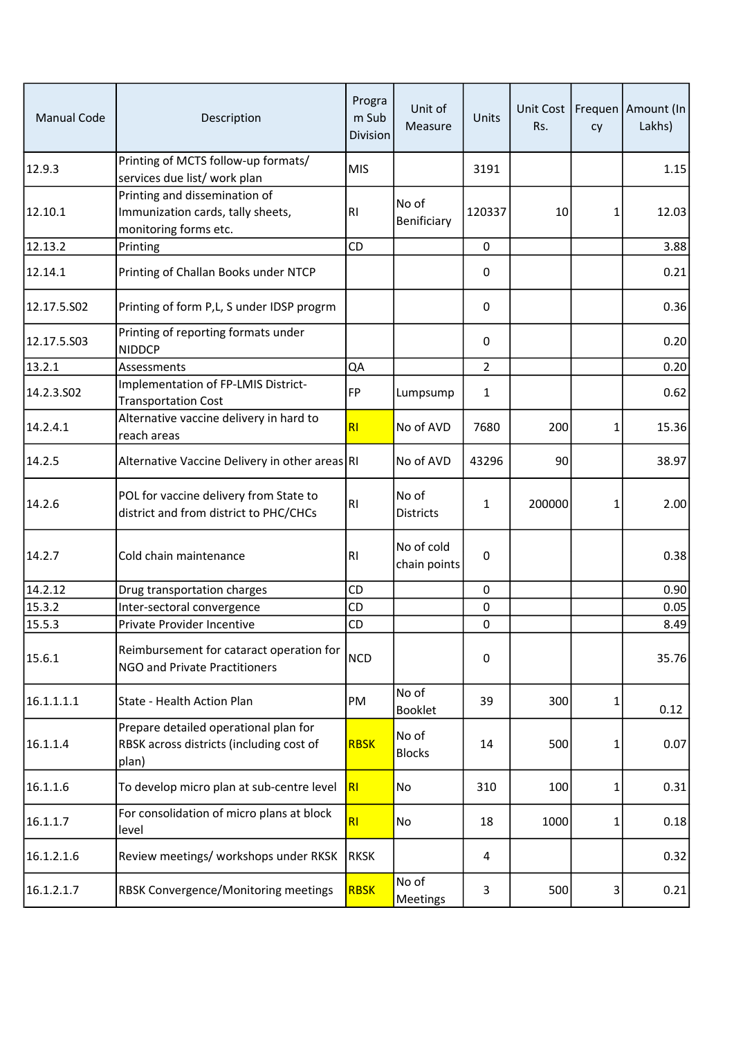| Manual Code | Description | Program Sub Division | Unit of Measure | Units | Unit Cost Rs. | Frequency | Amount (In Lakhs) |
|---|---|---|---|---|---|---|---|
| 12.9.3 | Printing of MCTS follow-up formats/ services due list/ work plan | MIS | | 3191 | | | 1.15 |
| 12.10.1 | Printing and dissemination of Immunization cards, tally sheets, monitoring forms etc. | RI | No of Benificiary | 120337 | 10 | 1 | 12.03 |
| 12.13.2 | Printing | CD | | 0 | | | 3.88 |
| 12.14.1 | Printing of Challan Books under NTCP | | | 0 | | | 0.21 |
| 12.17.5.S02 | Printing of form P,L, S under IDSP progrm | | | 0 | | | 0.36 |
| 12.17.5.S03 | Printing of reporting formats under NIDDCP | | | 0 | | | 0.20 |
| 13.2.1 | Assessments | QA | | 2 | | | 0.20 |
| 14.2.3.S02 | Implementation of FP-LMIS District-Transportation Cost | FP | Lumpsump | 1 | | | 0.62 |
| 14.2.4.1 | Alternative vaccine delivery in hard to reach areas | RI | No of AVD | 7680 | 200 | 1 | 15.36 |
| 14.2.5 | Alternative Vaccine Delivery in other areas | RI | No of AVD | 43296 | 90 | | 38.97 |
| 14.2.6 | POL for vaccine delivery from State to district and from district to PHC/CHCs | RI | No of Districts | 1 | 200000 | 1 | 2.00 |
| 14.2.7 | Cold chain maintenance | RI | No of cold chain points | 0 | | | 0.38 |
| 14.2.12 | Drug transportation charges | CD | | 0 | | | 0.90 |
| 15.3.2 | Inter-sectoral convergence | CD | | 0 | | | 0.05 |
| 15.5.3 | Private Provider Incentive | CD | | 0 | | | 8.49 |
| 15.6.1 | Reimbursement for cataract operation for NGO and Private Practitioners | NCD | | 0 | | | 35.76 |
| 16.1.1.1.1 | State - Health Action Plan | PM | No of Booklet | 39 | 300 | 1 | 0.12 |
| 16.1.1.4 | Prepare detailed operational plan for RBSK across districts (including cost of plan) | RBSK | No of Blocks | 14 | 500 | 1 | 0.07 |
| 16.1.1.6 | To develop micro plan at sub-centre level | RI | No | 310 | 100 | 1 | 0.31 |
| 16.1.1.7 | For consolidation of micro plans at block level | RI | No | 18 | 1000 | 1 | 0.18 |
| 16.1.2.1.6 | Review meetings/ workshops under RKSK | RKSK | | 4 | | | 0.32 |
| 16.1.2.1.7 | RBSK Convergence/Monitoring meetings | RBSK | No of Meetings | 3 | 500 | 3 | 0.21 |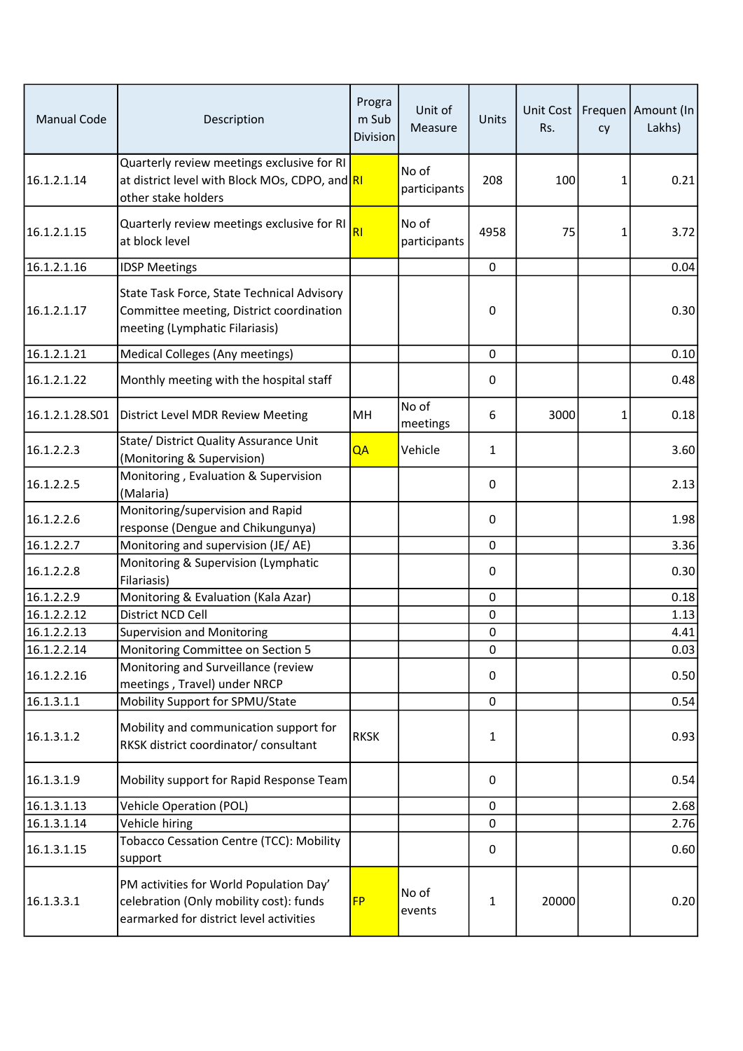| Manual Code | Description | Program Sub Division | Unit of Measure | Units | Unit Cost Rs. | Frequency | Amount (In Lakhs) |
|---|---|---|---|---|---|---|---|
| 16.1.2.1.14 | Quarterly review meetings exclusive for RI at district level with Block MOs, CDPO, and other stake holders | RI | No of participants | 208 | 100 | 1 | 0.21 |
| 16.1.2.1.15 | Quarterly review meetings exclusive for RI at block level | RI | No of participants | 4958 | 75 | 1 | 3.72 |
| 16.1.2.1.16 | IDSP Meetings | | | 0 | | | 0.04 |
| 16.1.2.1.17 | State Task Force, State Technical Advisory Committee meeting, District coordination meeting (Lymphatic Filariasis) | | | 0 | | | 0.30 |
| 16.1.2.1.21 | Medical Colleges (Any meetings) | | | 0 | | | 0.10 |
| 16.1.2.1.22 | Monthly meeting with the hospital staff | | | 0 | | | 0.48 |
| 16.1.2.1.28.S01 | District Level MDR Review Meeting | MH | No of meetings | 6 | 3000 | 1 | 0.18 |
| 16.1.2.2.3 | State/ District Quality Assurance Unit (Monitoring & Supervision) | QA | Vehicle | 1 | | | 3.60 |
| 16.1.2.2.5 | Monitoring , Evaluation & Supervision (Malaria) | | | 0 | | | 2.13 |
| 16.1.2.2.6 | Monitoring/supervision and Rapid response (Dengue and Chikungunya) | | | 0 | | | 1.98 |
| 16.1.2.2.7 | Monitoring and supervision (JE/ AE) | | | 0 | | | 3.36 |
| 16.1.2.2.8 | Monitoring & Supervision (Lymphatic Filariasis) | | | 0 | | | 0.30 |
| 16.1.2.2.9 | Monitoring & Evaluation (Kala Azar) | | | 0 | | | 0.18 |
| 16.1.2.2.12 | District NCD Cell | | | 0 | | | 1.13 |
| 16.1.2.2.13 | Supervision and Monitoring | | | 0 | | | 4.41 |
| 16.1.2.2.14 | Monitoring Committee on Section 5 | | | 0 | | | 0.03 |
| 16.1.2.2.16 | Monitoring and Surveillance (review meetings , Travel) under NRCP | | | 0 | | | 0.50 |
| 16.1.3.1.1 | Mobility Support for SPMU/State | | | 0 | | | 0.54 |
| 16.1.3.1.2 | Mobility and communication support for RKSK district coordinator/ consultant | RKSK | | 1 | | | 0.93 |
| 16.1.3.1.9 | Mobility support for Rapid Response Team | | | 0 | | | 0.54 |
| 16.1.3.1.13 | Vehicle Operation (POL) | | | 0 | | | 2.68 |
| 16.1.3.1.14 | Vehicle hiring | | | 0 | | | 2.76 |
| 16.1.3.1.15 | Tobacco Cessation Centre (TCC): Mobility support | | | 0 | | | 0.60 |
| 16.1.3.3.1 | PM activities for World Population Day' celebration (Only mobility cost): funds earmarked for district level activities | FP | No of events | 1 | 20000 | | 0.20 |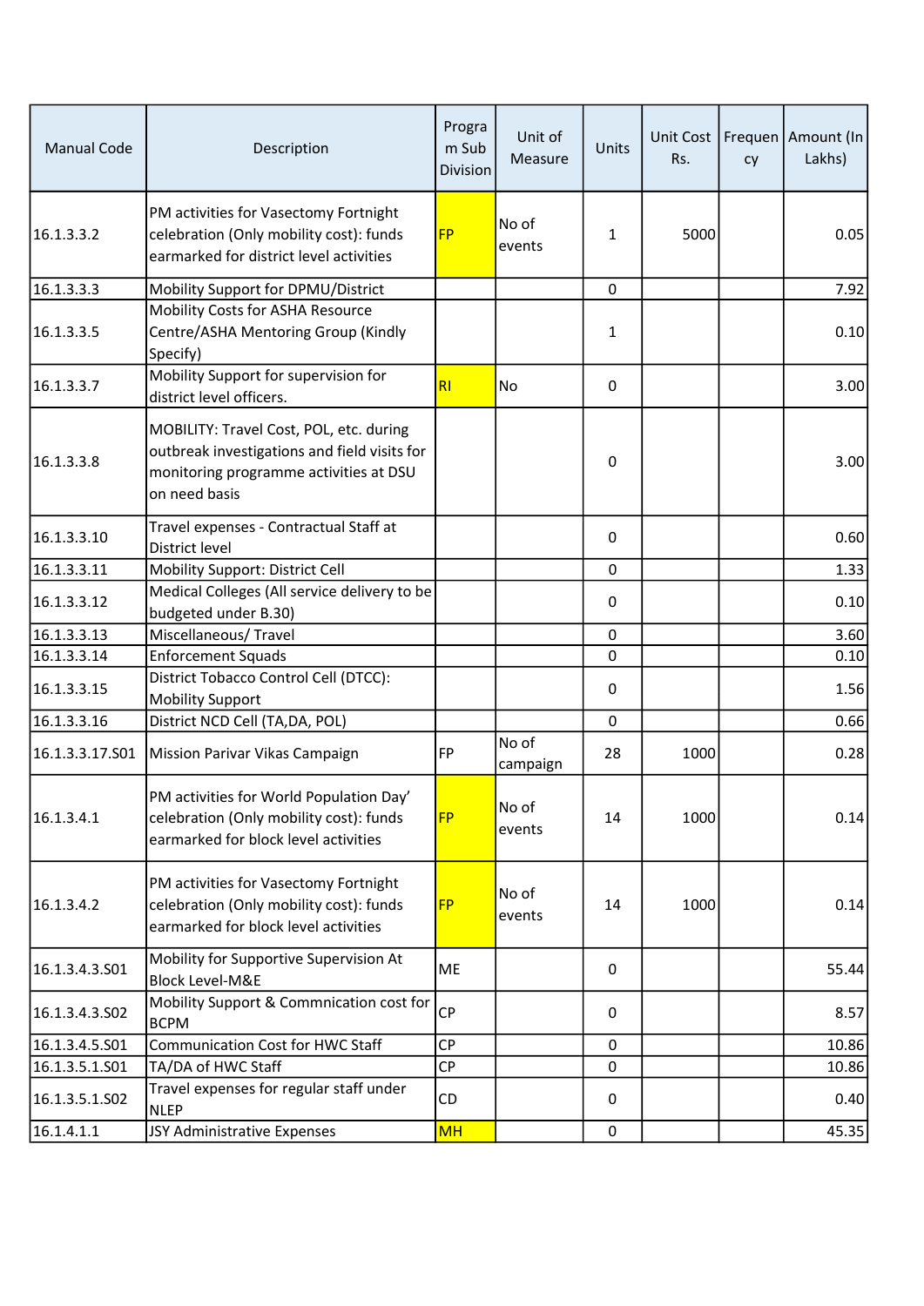| Manual Code | Description | Program Sub Division | Unit of Measure | Units | Unit Cost Rs. | Frequency | Amount (In Lakhs) |
|---|---|---|---|---|---|---|---|
| 16.1.3.3.2 | PM activities for Vasectomy Fortnight celebration (Only mobility cost): funds earmarked for district level activities | FP | No of events | 1 | 5000 | | 0.05 |
| 16.1.3.3.3 | Mobility Support for DPMU/District | | | 0 | | | 7.92 |
| 16.1.3.3.5 | Mobility Costs for ASHA Resource Centre/ASHA Mentoring Group (Kindly Specify) | | | 1 | | | 0.10 |
| 16.1.3.3.7 | Mobility Support for supervision for district level officers. | RI | No | 0 | | | 3.00 |
| 16.1.3.3.8 | MOBILITY: Travel Cost, POL, etc. during outbreak investigations and field visits for monitoring programme activities at DSU on need basis | | | 0 | | | 3.00 |
| 16.1.3.3.10 | Travel expenses - Contractual Staff at District level | | | 0 | | | 0.60 |
| 16.1.3.3.11 | Mobility Support: District Cell | | | 0 | | | 1.33 |
| 16.1.3.3.12 | Medical Colleges (All service delivery to be budgeted under B.30) | | | 0 | | | 0.10 |
| 16.1.3.3.13 | Miscellaneous/ Travel | | | 0 | | | 3.60 |
| 16.1.3.3.14 | Enforcement Squads | | | 0 | | | 0.10 |
| 16.1.3.3.15 | District Tobacco Control Cell (DTCC): Mobility Support | | | 0 | | | 1.56 |
| 16.1.3.3.16 | District NCD Cell (TA,DA, POL) | | | 0 | | | 0.66 |
| 16.1.3.3.17.S01 | Mission Parivar Vikas Campaign | FP | No of campaign | 28 | 1000 | | 0.28 |
| 16.1.3.4.1 | PM activities for World Population Day' celebration (Only mobility cost): funds earmarked for block level activities | FP | No of events | 14 | 1000 | | 0.14 |
| 16.1.3.4.2 | PM activities for Vasectomy Fortnight celebration (Only mobility cost): funds earmarked for block level activities | FP | No of events | 14 | 1000 | | 0.14 |
| 16.1.3.4.3.S01 | Mobility for Supportive Supervision At Block Level-M&E | ME | | 0 | | | 55.44 |
| 16.1.3.4.3.S02 | Mobility Support & Commnication cost for BCPM | CP | | 0 | | | 8.57 |
| 16.1.3.4.5.S01 | Communication Cost for HWC Staff | CP | | 0 | | | 10.86 |
| 16.1.3.5.1.S01 | TA/DA of HWC Staff | CP | | 0 | | | 10.86 |
| 16.1.3.5.1.S02 | Travel expenses for regular staff under NLEP | CD | | 0 | | | 0.40 |
| 16.1.4.1.1 | JSY Administrative Expenses | MH | | 0 | | | 45.35 |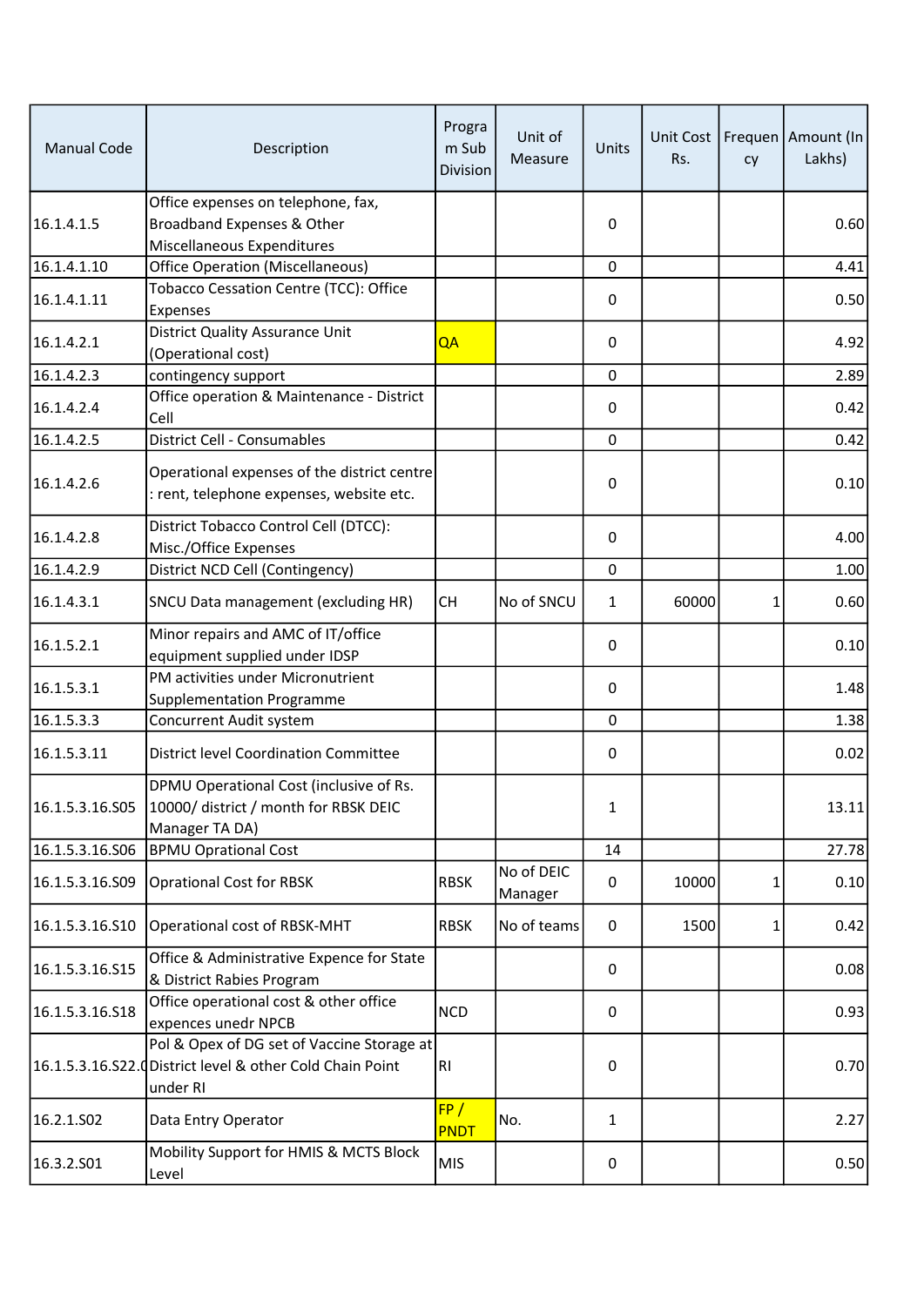| Manual Code | Description | Program Sub Division | Unit of Measure | Units | Unit Cost Rs. | Frequency | Amount (In Lakhs) |
|---|---|---|---|---|---|---|---|
| 16.1.4.1.5 | Office expenses on telephone, fax, Broadband Expenses & Other Miscellaneous Expenditures | | | 0 | | | 0.60 |
| 16.1.4.1.10 | Office Operation (Miscellaneous) | | | 0 | | | 4.41 |
| 16.1.4.1.11 | Tobacco Cessation Centre (TCC): Office Expenses | | | 0 | | | 0.50 |
| 16.1.4.2.1 | District Quality Assurance Unit (Operational cost) | QA | | 0 | | | 4.92 |
| 16.1.4.2.3 | contingency support | | | 0 | | | 2.89 |
| 16.1.4.2.4 | Office operation & Maintenance - District Cell | | | 0 | | | 0.42 |
| 16.1.4.2.5 | District Cell - Consumables | | | 0 | | | 0.42 |
| 16.1.4.2.6 | Operational expenses of the district centre : rent, telephone expenses, website etc. | | | 0 | | | 0.10 |
| 16.1.4.2.8 | District Tobacco Control Cell (DTCC): Misc./Office Expenses | | | 0 | | | 4.00 |
| 16.1.4.2.9 | District NCD Cell (Contingency) | | | 0 | | | 1.00 |
| 16.1.4.3.1 | SNCU Data management (excluding HR) | CH | No of SNCU | 1 | 60000 | 1 | 0.60 |
| 16.1.5.2.1 | Minor repairs and AMC of IT/office equipment supplied under IDSP | | | 0 | | | 0.10 |
| 16.1.5.3.1 | PM activities under Micronutrient Supplementation Programme | | | 0 | | | 1.48 |
| 16.1.5.3.3 | Concurrent Audit system | | | 0 | | | 1.38 |
| 16.1.5.3.11 | District level Coordination Committee | | | 0 | | | 0.02 |
| 16.1.5.3.16.S05 | DPMU Operational Cost (inclusive of Rs. 10000/ district / month for RBSK DEIC Manager TA DA) | | | 1 | | | 13.11 |
| 16.1.5.3.16.S06 | BPMU Oprational Cost | | | 14 | | | 27.78 |
| 16.1.5.3.16.S09 | Oprational Cost for RBSK | RBSK | No of DEIC Manager | 0 | 10000 | 1 | 0.10 |
| 16.1.5.3.16.S10 | Operational cost of RBSK-MHT | RBSK | No of teams | 0 | 1500 | 1 | 0.42 |
| 16.1.5.3.16.S15 | Office & Administrative Expence for State & District Rabies Program | | | 0 | | | 0.08 |
| 16.1.5.3.16.S18 | Office operational cost & other office expences unedr NPCB | NCD | | 0 | | | 0.93 |
| 16.1.5.3.16.S22.0 | Pol & Opex of DG set of Vaccine Storage at District level & other Cold Chain Point under RI | RI | | 0 | | | 0.70 |
| 16.2.1.S02 | Data Entry Operator | FP / PNDT | No. | 1 | | | 2.27 |
| 16.3.2.S01 | Mobility Support for HMIS & MCTS Block Level | MIS | | 0 | | | 0.50 |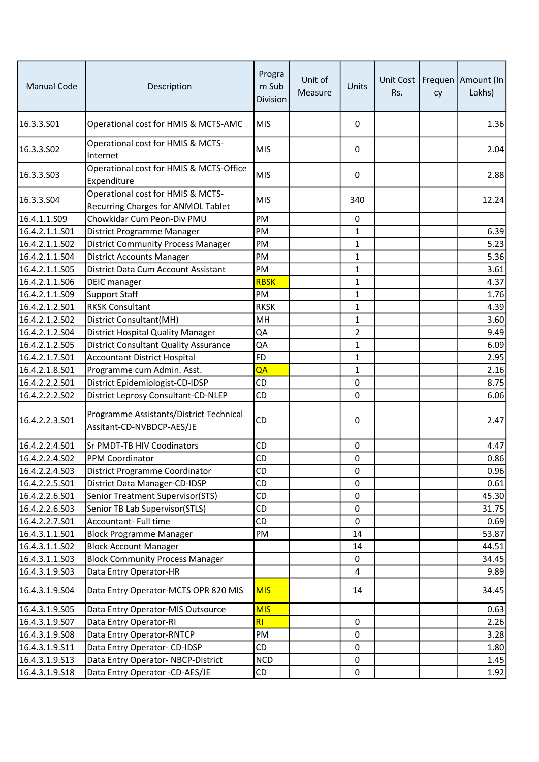| Manual Code | Description | Program Sub Division | Unit of Measure | Units | Unit Cost Rs. | Frequency | Amount (In Lakhs) |
|---|---|---|---|---|---|---|---|
| 16.3.3.S01 | Operational cost for HMIS & MCTS-AMC | MIS | | 0 | | | 1.36 |
| 16.3.3.S02 | Operational cost for HMIS & MCTS-Internet | MIS | | 0 | | | 2.04 |
| 16.3.3.S03 | Operational cost for HMIS & MCTS-Office Expenditure | MIS | | 0 | | | 2.88 |
| 16.3.3.S04 | Operational cost for HMIS & MCTS-Recurring Charges for ANMOL Tablet | MIS | | 340 | | | 12.24 |
| 16.4.1.1.S09 | Chowkidar Cum Peon-Div PMU | PM | | 0 | | | |
| 16.4.2.1.1.S01 | District Programme Manager | PM | | 1 | | | 6.39 |
| 16.4.2.1.1.S02 | District Community Process Manager | PM | | 1 | | | 5.23 |
| 16.4.2.1.1.S04 | District Accounts Manager | PM | | 1 | | | 5.36 |
| 16.4.2.1.1.S05 | District Data Cum Account Assistant | PM | | 1 | | | 3.61 |
| 16.4.2.1.1.S06 | DEIC manager | RBSK | | 1 | | | 4.37 |
| 16.4.2.1.1.S09 | Support Staff | PM | | 1 | | | 1.76 |
| 16.4.2.1.2.S01 | RKSK Consultant | RKSK | | 1 | | | 4.39 |
| 16.4.2.1.2.S02 | District Consultant(MH) | MH | | 1 | | | 3.60 |
| 16.4.2.1.2.S04 | District Hospital Quality Manager | QA | | 2 | | | 9.49 |
| 16.4.2.1.2.S05 | District Consultant Quality Assurance | QA | | 1 | | | 6.09 |
| 16.4.2.1.7.S01 | Accountant District Hospital | FD | | 1 | | | 2.95 |
| 16.4.2.1.8.S01 | Programme cum Admin. Asst. | QA | | 1 | | | 2.16 |
| 16.4.2.2.2.S01 | District Epidemiologist-CD-IDSP | CD | | 0 | | | 8.75 |
| 16.4.2.2.2.S02 | District Leprosy Consultant-CD-NLEP | CD | | 0 | | | 6.06 |
| 16.4.2.2.3.S01 | Programme Assistants/District Technical Assitant-CD-NVBDCP-AES/JE | CD | | 0 | | | 2.47 |
| 16.4.2.2.4.S01 | Sr PMDT-TB HIV Coodinators | CD | | 0 | | | 4.47 |
| 16.4.2.2.4.S02 | PPM Coordinator | CD | | 0 | | | 0.86 |
| 16.4.2.2.4.S03 | District Programme Coordinator | CD | | 0 | | | 0.96 |
| 16.4.2.2.5.S01 | District Data Manager-CD-IDSP | CD | | 0 | | | 0.61 |
| 16.4.2.2.6.S01 | Senior Treatment Supervisor(STS) | CD | | 0 | | | 45.30 |
| 16.4.2.2.6.S03 | Senior TB Lab Supervisor(STLS) | CD | | 0 | | | 31.75 |
| 16.4.2.2.7.S01 | Accountant- Full time | CD | | 0 | | | 0.69 |
| 16.4.3.1.1.S01 | Block Programme Manager | PM | | 14 | | | 53.87 |
| 16.4.3.1.1.S02 | Block Account Manager | | | 14 | | | 44.51 |
| 16.4.3.1.1.S03 | Block Community Process Manager | | | 0 | | | 34.45 |
| 16.4.3.1.9.S03 | Data Entry Operator-HR | | | 4 | | | 9.89 |
| 16.4.3.1.9.S04 | Data Entry Operator-MCTS OPR 820 MIS | MIS | | 14 | | | 34.45 |
| 16.4.3.1.9.S05 | Data Entry Operator-MIS Outsource | MIS | | | | | 0.63 |
| 16.4.3.1.9.S07 | Data Entry Operator-RI | RI | | 0 | | | 2.26 |
| 16.4.3.1.9.S08 | Data Entry Operator-RNTCP | PM | | 0 | | | 3.28 |
| 16.4.3.1.9.S11 | Data Entry Operator- CD-IDSP | CD | | 0 | | | 1.80 |
| 16.4.3.1.9.S13 | Data Entry Operator- NBCP-District | NCD | | 0 | | | 1.45 |
| 16.4.3.1.9.S18 | Data Entry Operator -CD-AES/JE | CD | | 0 | | | 1.92 |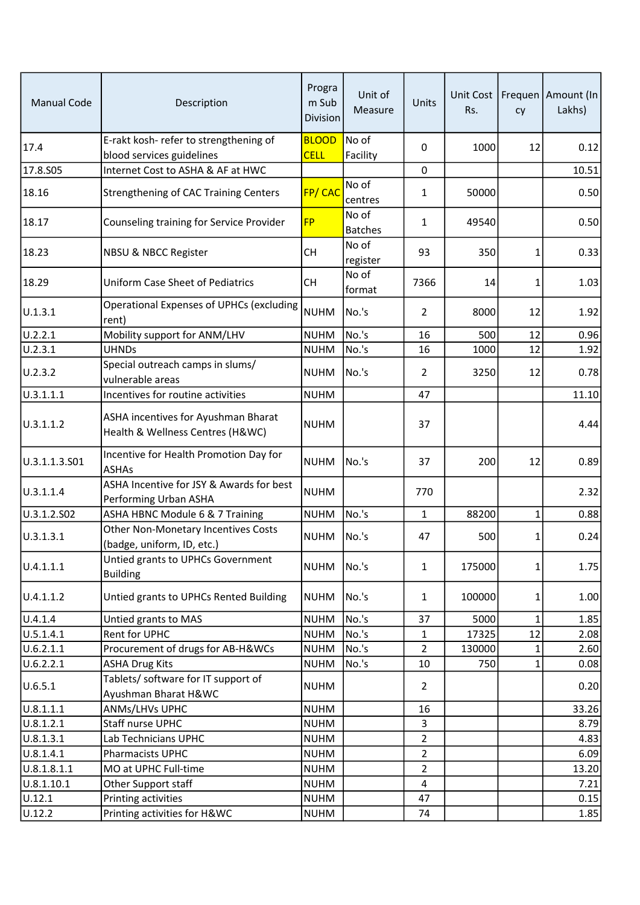| Manual Code | Description | Program Sub Division | Unit of Measure | Units | Unit Cost Rs. | Frequency | Amount (In Lakhs) |
|---|---|---|---|---|---|---|---|
| 17.4 | E-rakt kosh- refer to strengthening of blood services guidelines | BLOOD CELL | No of Facility | 0 | 1000 | 12 | 0.12 |
| 17.8.S05 | Internet Cost to ASHA & AF at HWC | | | 0 | | | 10.51 |
| 18.16 | Strengthening of CAC Training Centers | FP/ CAC | No of centres | 1 | 50000 | | 0.50 |
| 18.17 | Counseling training for Service Provider | FP | No of Batches | 1 | 49540 | | 0.50 |
| 18.23 | NBSU & NBCC Register | CH | No of register | 93 | 350 | 1 | 0.33 |
| 18.29 | Uniform Case Sheet of Pediatrics | CH | No of format | 7366 | 14 | 1 | 1.03 |
| U.1.3.1 | Operational Expenses of UPHCs (excluding rent) | NUHM | No.'s | 2 | 8000 | 12 | 1.92 |
| U.2.2.1 | Mobility support for ANM/LHV | NUHM | No.'s | 16 | 500 | 12 | 0.96 |
| U.2.3.1 | UHNDs | NUHM | No.'s | 16 | 1000 | 12 | 1.92 |
| U.2.3.2 | Special outreach camps in slums/ vulnerable areas | NUHM | No.'s | 2 | 3250 | 12 | 0.78 |
| U.3.1.1.1 | Incentives for routine activities | NUHM | | 47 | | | 11.10 |
| U.3.1.1.2 | ASHA incentives for Ayushman Bharat Health & Wellness Centres (H&WC) | NUHM | | 37 | | | 4.44 |
| U.3.1.1.3.S01 | Incentive for Health Promotion Day for ASHAs | NUHM | No.'s | 37 | 200 | 12 | 0.89 |
| U.3.1.1.4 | ASHA Incentive for JSY & Awards for best Performing Urban ASHA | NUHM | | 770 | | | 2.32 |
| U.3.1.2.S02 | ASHA HBNC Module 6 & 7 Training | NUHM | No.'s | 1 | 88200 | 1 | 0.88 |
| U.3.1.3.1 | Other Non-Monetary Incentives Costs (badge, uniform, ID, etc.) | NUHM | No.'s | 47 | 500 | 1 | 0.24 |
| U.4.1.1.1 | Untied grants to UPHCs Government Building | NUHM | No.'s | 1 | 175000 | 1 | 1.75 |
| U.4.1.1.2 | Untied grants to UPHCs Rented Building | NUHM | No.'s | 1 | 100000 | 1 | 1.00 |
| U.4.1.4 | Untied grants to MAS | NUHM | No.'s | 37 | 5000 | 1 | 1.85 |
| U.5.1.4.1 | Rent for UPHC | NUHM | No.'s | 1 | 17325 | 12 | 2.08 |
| U.6.2.1.1 | Procurement of drugs for AB-H&WCs | NUHM | No.'s | 2 | 130000 | 1 | 2.60 |
| U.6.2.2.1 | ASHA Drug Kits | NUHM | No.'s | 10 | 750 | 1 | 0.08 |
| U.6.5.1 | Tablets/ software for IT support of Ayushman Bharat H&WC | NUHM | | 2 | | | 0.20 |
| U.8.1.1.1 | ANMs/LHVs UPHC | NUHM | | 16 | | | 33.26 |
| U.8.1.2.1 | Staff nurse UPHC | NUHM | | 3 | | | 8.79 |
| U.8.1.3.1 | Lab Technicians UPHC | NUHM | | 2 | | | 4.83 |
| U.8.1.4.1 | Pharmacists UPHC | NUHM | | 2 | | | 6.09 |
| U.8.1.8.1.1 | MO at UPHC Full-time | NUHM | | 2 | | | 13.20 |
| U.8.1.10.1 | Other Support staff | NUHM | | 4 | | | 7.21 |
| U.12.1 | Printing activities | NUHM | | 47 | | | 0.15 |
| U.12.2 | Printing activities for H&WC | NUHM | | 74 | | | 1.85 |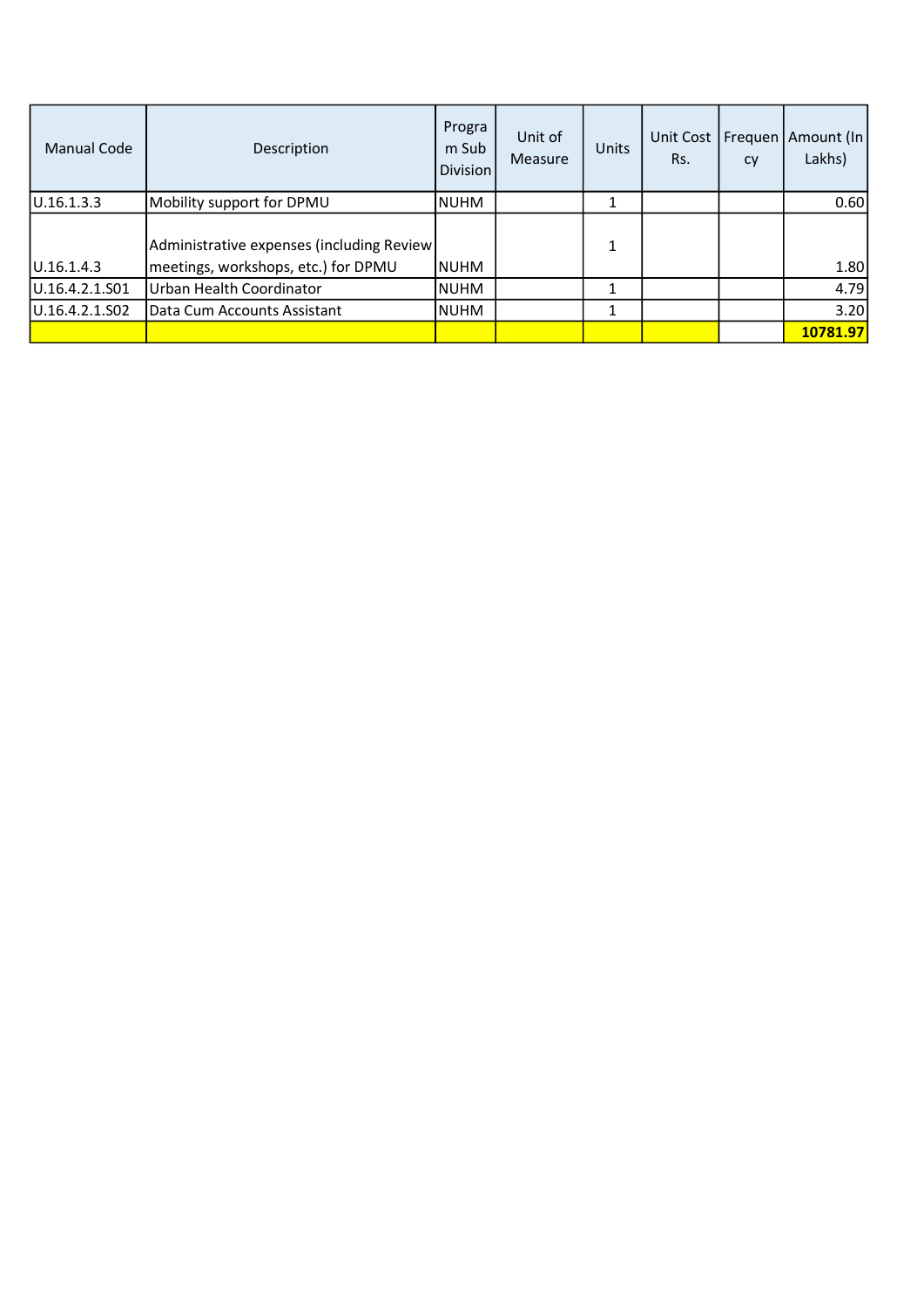| Manual Code | Description | Program Sub Division | Unit of Measure | Units | Unit Cost Rs. | Frequency | Amount (In Lakhs) |
|---|---|---|---|---|---|---|---|
| U.16.1.3.3 | Mobility support for DPMU | NUHM | | 1 | | | 0.60 |
| U.16.1.4.3 | Administrative expenses (including Review meetings, workshops, etc.) for DPMU | NUHM | | 1 | | | 1.80 |
| U.16.4.2.1.S01 | Urban Health Coordinator | NUHM | | 1 | | | 4.79 |
| U.16.4.2.1.S02 | Data Cum Accounts Assistant | NUHM | | 1 | | | 3.20 |
| | | | | | | | **10781.97** |